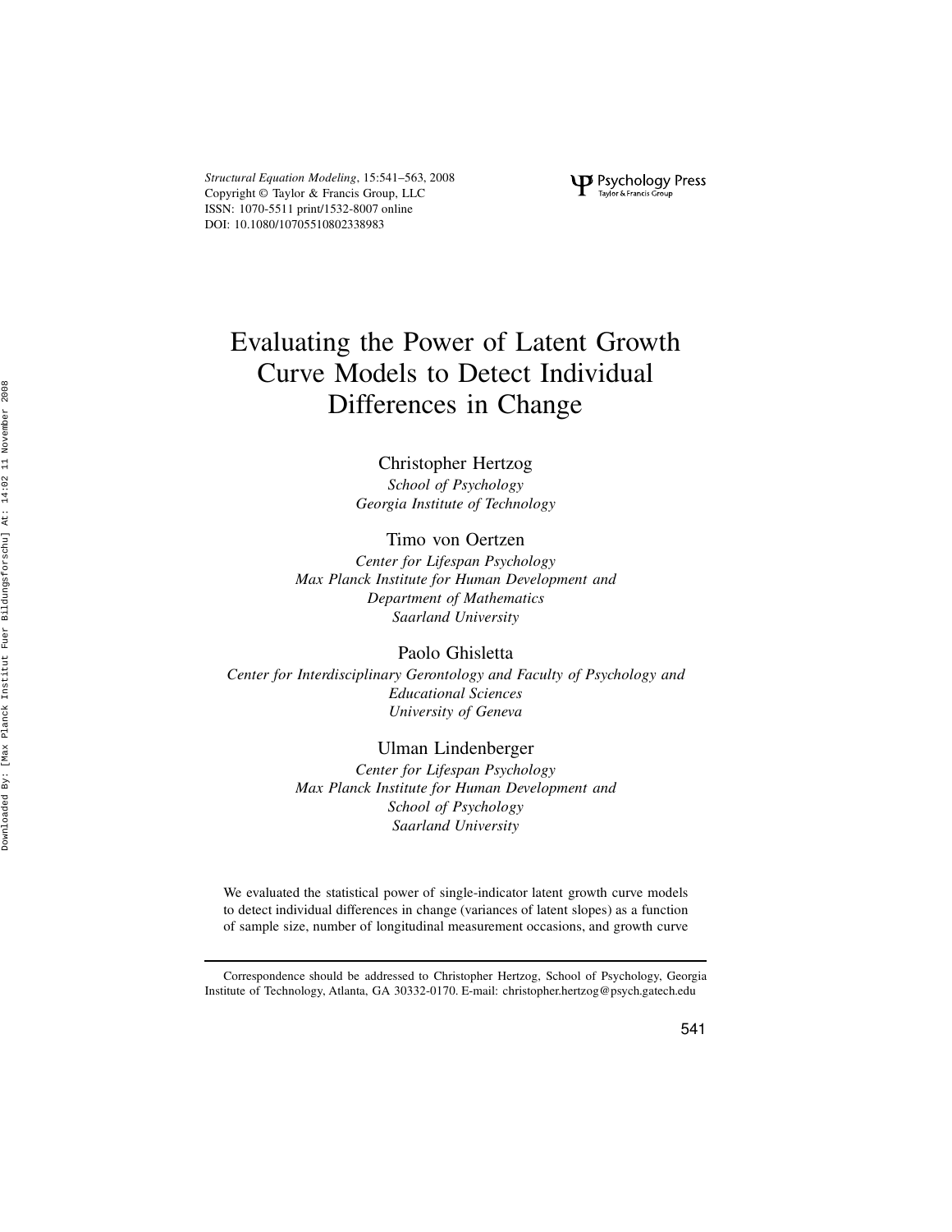# Evaluating the Power of Latent Growth Curve Models to Detect Individual Differences in Change

Christopher Hertzog
*School of Psychology*
*Georgia Institute of Technology*

Timo von Oertzen
*Center for Lifespan Psychology*
*Max Planck Institute for Human Development and*
*Department of Mathematics*
*Saarland University*

Paolo Ghisletta
*Center for Interdisciplinary Gerontology and Faculty of Psychology and*
*Educational Sciences*
*University of Geneva*

Ulman Lindenberger
*Center for Lifespan Psychology*
*Max Planck Institute for Human Development and*
*School of Psychology*
*Saarland University*

We evaluated the statistical power of single-indicator latent growth curve models to detect individual differences in change (variances of latent slopes) as a function of sample size, number of longitudinal measurement occasions, and growth curve

---

Correspondence should be addressed to Christopher Hertzog, School of Psychology, Georgia Institute of Technology, Atlanta, GA 30332-0170. E-mail: christopher.hertzog@psych.gatech.edu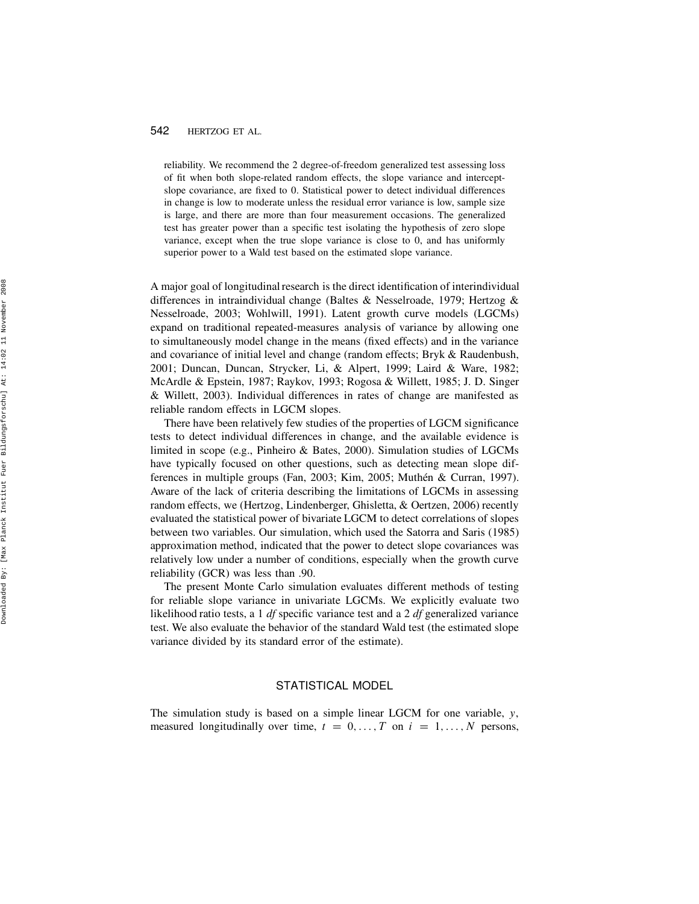reliability. We recommend the 2 degree-of-freedom generalized test assessing loss of fit when both slope-related random effects, the slope variance and intercept-slope covariance, are fixed to 0. Statistical power to detect individual differences in change is low to moderate unless the residual error variance is low, sample size is large, and there are more than four measurement occasions. The generalized test has greater power than a specific test isolating the hypothesis of zero slope variance, except when the true slope variance is close to 0, and has uniformly superior power to a Wald test based on the estimated slope variance.

A major goal of longitudinal research is the direct identification of interindividual differences in intraindividual change (Baltes & Nesselroade, 1979; Hertzog & Nesselroade, 2003; Wohlwill, 1991). Latent growth curve models (LGCMs) expand on traditional repeated-measures analysis of variance by allowing one to simultaneously model change in the means (fixed effects) and in the variance and covariance of initial level and change (random effects; Bryk & Raudenbush, 2001; Duncan, Duncan, Strycker, Li, & Alpert, 1999; Laird & Ware, 1982; McArdle & Epstein, 1987; Raykov, 1993; Rogosa & Willett, 1985; J. D. Singer & Willett, 2003). Individual differences in rates of change are manifested as reliable random effects in LGCM slopes.

There have been relatively few studies of the properties of LGCM significance tests to detect individual differences in change, and the available evidence is limited in scope (e.g., Pinheiro & Bates, 2000). Simulation studies of LGCMs have typically focused on other questions, such as detecting mean slope differences in multiple groups (Fan, 2003; Kim, 2005; Muthén & Curran, 1997). Aware of the lack of criteria describing the limitations of LGCMs in assessing random effects, we (Hertzog, Lindenberger, Ghisletta, & Oertzen, 2006) recently evaluated the statistical power of bivariate LGCM to detect correlations of slopes between two variables. Our simulation, which used the Satorra and Saris (1985) approximation method, indicated that the power to detect slope covariances was relatively low under a number of conditions, especially when the growth curve reliability (GCR) was less than .90.

The present Monte Carlo simulation evaluates different methods of testing for reliable slope variance in univariate LGCMs. We explicitly evaluate two likelihood ratio tests, a 1 *df* specific variance test and a 2 *df* generalized variance test. We also evaluate the behavior of the standard Wald test (the estimated slope variance divided by its standard error of the estimate).

## STATISTICAL MODEL

The simulation study is based on a simple linear LGCM for one variable, $y$, measured longitudinally over time, $t = 0, \ldots, T$ on $i = 1, \ldots, N$ persons,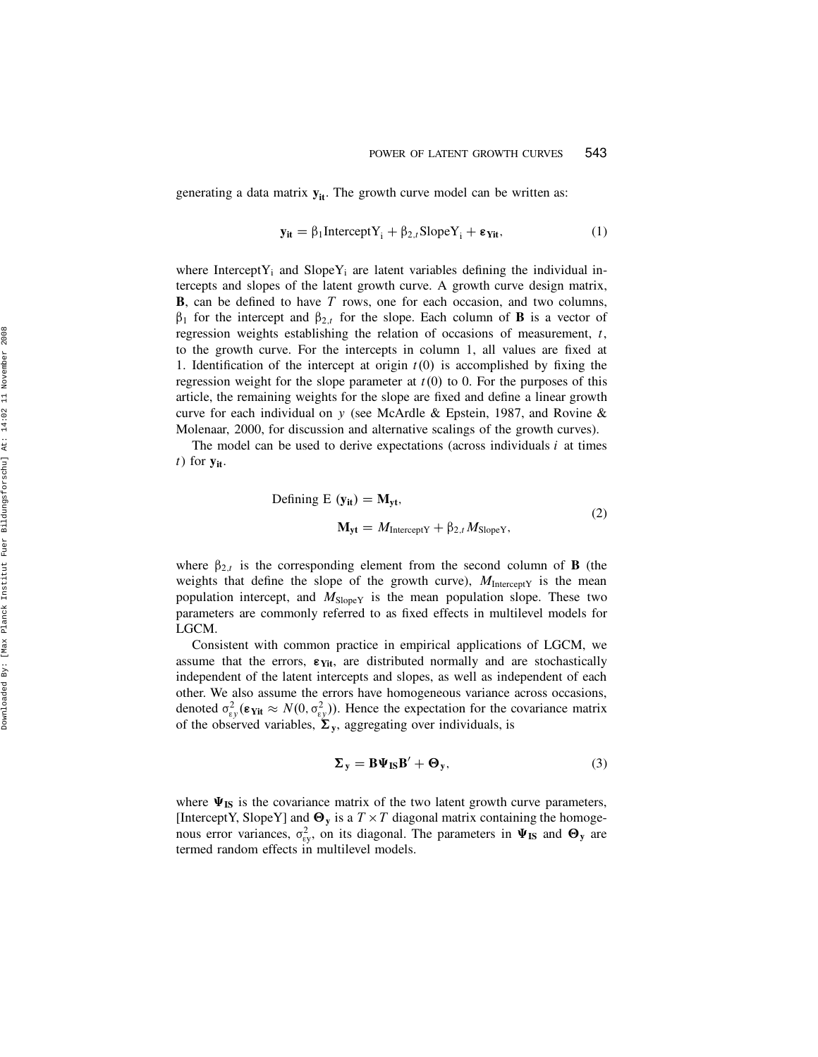generating a data matrix $\mathbf{y_{it}}$. The growth curve model can be written as:

$$\mathbf{y_{it}} = \beta_1 \text{InterceptY}_\text{i} + \beta_{2,t} \text{SlopeY}_\text{i} + \boldsymbol{\varepsilon}_{\mathbf{Yit}}, \tag{1}$$

where $\text{InterceptY}_\text{i}$ and $\text{SlopeY}_\text{i}$ are latent variables defining the individual intercepts and slopes of the latent growth curve. A growth curve design matrix, $\mathbf{B}$, can be defined to have $T$ rows, one for each occasion, and two columns, $\beta_1$ for the intercept and $\beta_{2,t}$ for the slope. Each column of $\mathbf{B}$ is a vector of regression weights establishing the relation of occasions of measurement, $t$, to the growth curve. For the intercepts in column 1, all values are fixed at 1. Identification of the intercept at origin $t(0)$ is accomplished by fixing the regression weight for the slope parameter at $t(0)$ to 0. For the purposes of this article, the remaining weights for the slope are fixed and define a linear growth curve for each individual on $y$ (see McArdle & Epstein, 1987, and Rovine & Molenaar, 2000, for discussion and alternative scalings of the growth curves).

The model can be used to derive expectations (across individuals $i$ at times $t$) for $\mathbf{y_{it}}$.

$$\begin{aligned} &\text{Defining E } (\mathbf{y_{it}}) = \mathbf{M_{yt}}, \\ &\qquad \mathbf{M_{yt}} = M_{\text{InterceptY}} + \beta_{2,t} M_{\text{SlopeY}}, \end{aligned} \tag{2}$$

where $\beta_{2,t}$ is the corresponding element from the second column of $\mathbf{B}$ (the weights that define the slope of the growth curve), $M_{\text{InterceptY}}$ is the mean population intercept, and $M_{\text{SlopeY}}$ is the mean population slope. These two parameters are commonly referred to as fixed effects in multilevel models for LGCM.

Consistent with common practice in empirical applications of LGCM, we assume that the errors, $\boldsymbol{\varepsilon}_{\mathbf{Yit}}$, are distributed normally and are stochastically independent of the latent intercepts and slopes, as well as independent of each other. We also assume the errors have homogeneous variance across occasions, denoted $\sigma^2_{\varepsilon y}(\boldsymbol{\varepsilon}_{\mathbf{Yit}} \approx N(0, \sigma^2_{\varepsilon y}))$. Hence the expectation for the covariance matrix of the observed variables, $\boldsymbol{\Sigma}_\mathbf{y}$, aggregating over individuals, is

$$\boldsymbol{\Sigma}_\mathbf{y} = \mathbf{B}\boldsymbol{\Psi}_\mathbf{IS}\mathbf{B}' + \boldsymbol{\Theta}_\mathbf{y}, \tag{3}$$

where $\boldsymbol{\Psi}_\mathbf{IS}$ is the covariance matrix of the two latent growth curve parameters, [InterceptY, SlopeY] and $\boldsymbol{\Theta}_\mathbf{y}$ is a $T \times T$ diagonal matrix containing the homogenous error variances, $\sigma^2_{\varepsilon y}$, on its diagonal. The parameters in $\boldsymbol{\Psi}_\mathbf{IS}$ and $\boldsymbol{\Theta}_\mathbf{y}$ are termed random effects in multilevel models.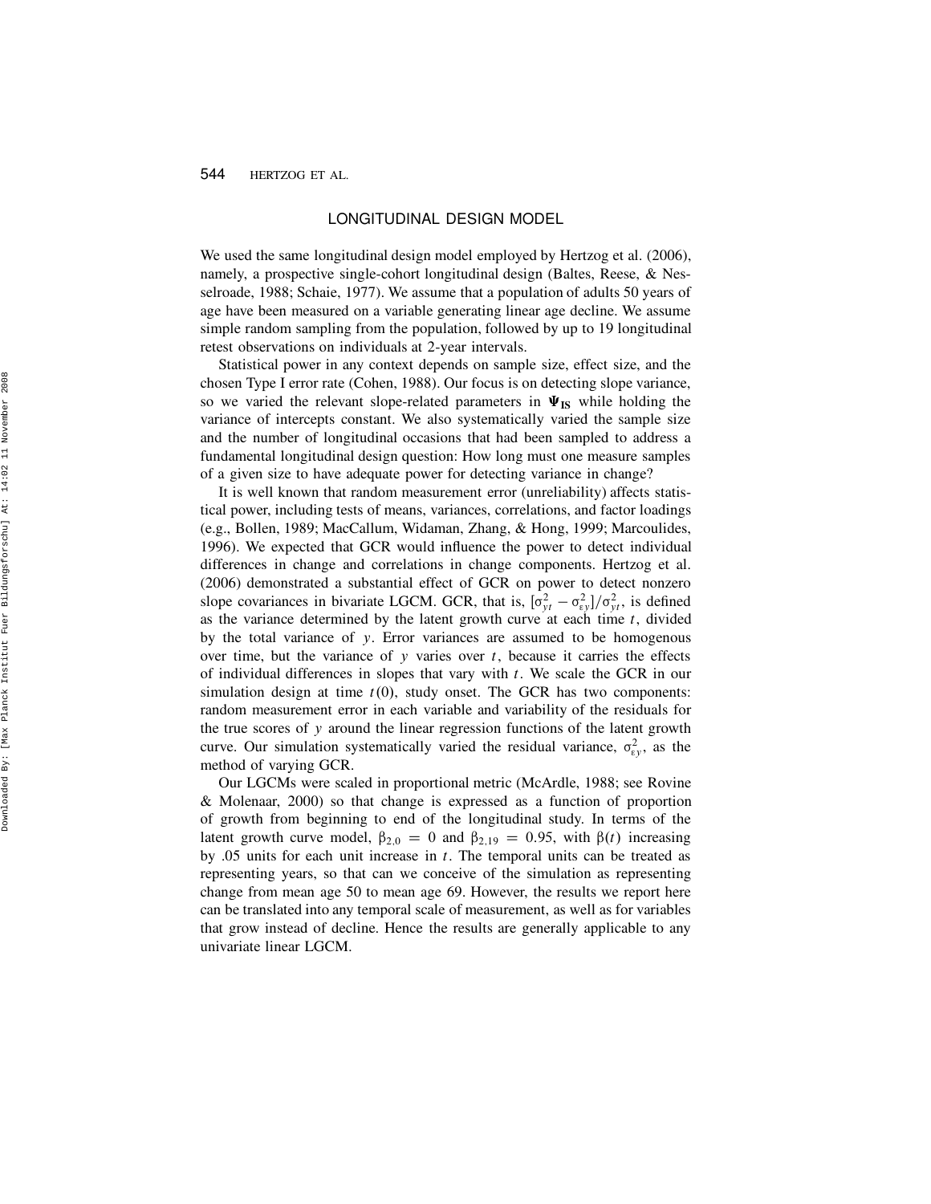## LONGITUDINAL DESIGN MODEL

We used the same longitudinal design model employed by Hertzog et al. (2006), namely, a prospective single-cohort longitudinal design (Baltes, Reese, & Nesselroade, 1988; Schaie, 1977). We assume that a population of adults 50 years of age have been measured on a variable generating linear age decline. We assume simple random sampling from the population, followed by up to 19 longitudinal retest observations on individuals at 2-year intervals.

Statistical power in any context depends on sample size, effect size, and the chosen Type I error rate (Cohen, 1988). Our focus is on detecting slope variance, so we varied the relevant slope-related parameters in $\mathbf{\Psi_{IS}}$ while holding the variance of intercepts constant. We also systematically varied the sample size and the number of longitudinal occasions that had been sampled to address a fundamental longitudinal design question: How long must one measure samples of a given size to have adequate power for detecting variance in change?

It is well known that random measurement error (unreliability) affects statistical power, including tests of means, variances, correlations, and factor loadings (e.g., Bollen, 1989; MacCallum, Widaman, Zhang, & Hong, 1999; Marcoulides, 1996). We expected that GCR would influence the power to detect individual differences in change and correlations in change components. Hertzog et al. (2006) demonstrated a substantial effect of GCR on power to detect nonzero slope covariances in bivariate LGCM. GCR, that is, $[\sigma^2_{yt} - \sigma^2_{\varepsilon y}]/\sigma^2_{yt}$, is defined as the variance determined by the latent growth curve at each time $t$, divided by the total variance of $y$. Error variances are assumed to be homogenous over time, but the variance of $y$ varies over $t$, because it carries the effects of individual differences in slopes that vary with $t$. We scale the GCR in our simulation design at time $t(0)$, study onset. The GCR has two components: random measurement error in each variable and variability of the residuals for the true scores of $y$ around the linear regression functions of the latent growth curve. Our simulation systematically varied the residual variance, $\sigma^2_{\varepsilon y}$, as the method of varying GCR.

Our LGCMs were scaled in proportional metric (McArdle, 1988; see Rovine & Molenaar, 2000) so that change is expressed as a function of proportion of growth from beginning to end of the longitudinal study. In terms of the latent growth curve model, $\beta_{2,0} = 0$ and $\beta_{2,19} = 0.95$, with $\beta(t)$ increasing by .05 units for each unit increase in $t$. The temporal units can be treated as representing years, so that can we conceive of the simulation as representing change from mean age 50 to mean age 69. However, the results we report here can be translated into any temporal scale of measurement, as well as for variables that grow instead of decline. Hence the results are generally applicable to any univariate linear LGCM.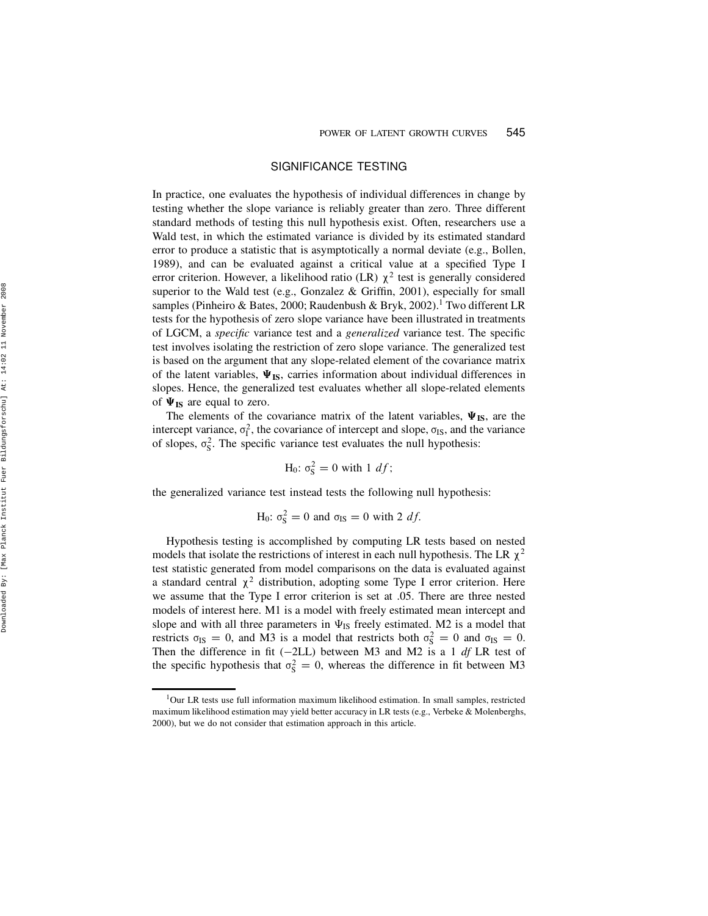## SIGNIFICANCE TESTING

In practice, one evaluates the hypothesis of individual differences in change by testing whether the slope variance is reliably greater than zero. Three different standard methods of testing this null hypothesis exist. Often, researchers use a Wald test, in which the estimated variance is divided by its estimated standard error to produce a statistic that is asymptotically a normal deviate (e.g., Bollen, 1989), and can be evaluated against a critical value at a specified Type I error criterion. However, a likelihood ratio (LR) $\chi^2$ test is generally considered superior to the Wald test (e.g., Gonzalez & Griffin, 2001), especially for small samples (Pinheiro & Bates, 2000; Raudenbush & Bryk, 2002).[1] Two different LR tests for the hypothesis of zero slope variance have been illustrated in treatments of LGCM, a *specific* variance test and a *generalized* variance test. The specific test involves isolating the restriction of zero slope variance. The generalized test is based on the argument that any slope-related element of the covariance matrix of the latent variables, $\mathbf{\Psi_{IS}}$, carries information about individual differences in slopes. Hence, the generalized test evaluates whether all slope-related elements of $\mathbf{\Psi_{IS}}$ are equal to zero.

The elements of the covariance matrix of the latent variables, $\mathbf{\Psi_{IS}}$, are the intercept variance, $\sigma_I^2$, the covariance of intercept and slope, $\sigma_{IS}$, and the variance of slopes, $\sigma_S^2$. The specific variance test evaluates the null hypothesis:

$$\text{H}_0\text{: } \sigma_S^2 = 0 \text{ with } 1\ df;$$

the generalized variance test instead tests the following null hypothesis:

$$\text{H}_0\text{: } \sigma_S^2 = 0 \text{ and } \sigma_{IS} = 0 \text{ with } 2\ df.$$

Hypothesis testing is accomplished by computing LR tests based on nested models that isolate the restrictions of interest in each null hypothesis. The LR $\chi^2$ test statistic generated from model comparisons on the data is evaluated against a standard central $\chi^2$ distribution, adopting some Type I error criterion. Here we assume that the Type I error criterion is set at .05. There are three nested models of interest here. M1 is a model with freely estimated mean intercept and slope and with all three parameters in $\Psi_{IS}$ freely estimated. M2 is a model that restricts $\sigma_{IS} = 0$, and M3 is a model that restricts both $\sigma_S^2 = 0$ and $\sigma_{IS} = 0$. Then the difference in fit ($-2$LL) between M3 and M2 is a 1 *df* LR test of the specific hypothesis that $\sigma_S^2 = 0$, whereas the difference in fit between M3

[1] Our LR tests use full information maximum likelihood estimation. In small samples, restricted maximum likelihood estimation may yield better accuracy in LR tests (e.g., Verbeke & Molenberghs, 2000), but we do not consider that estimation approach in this article.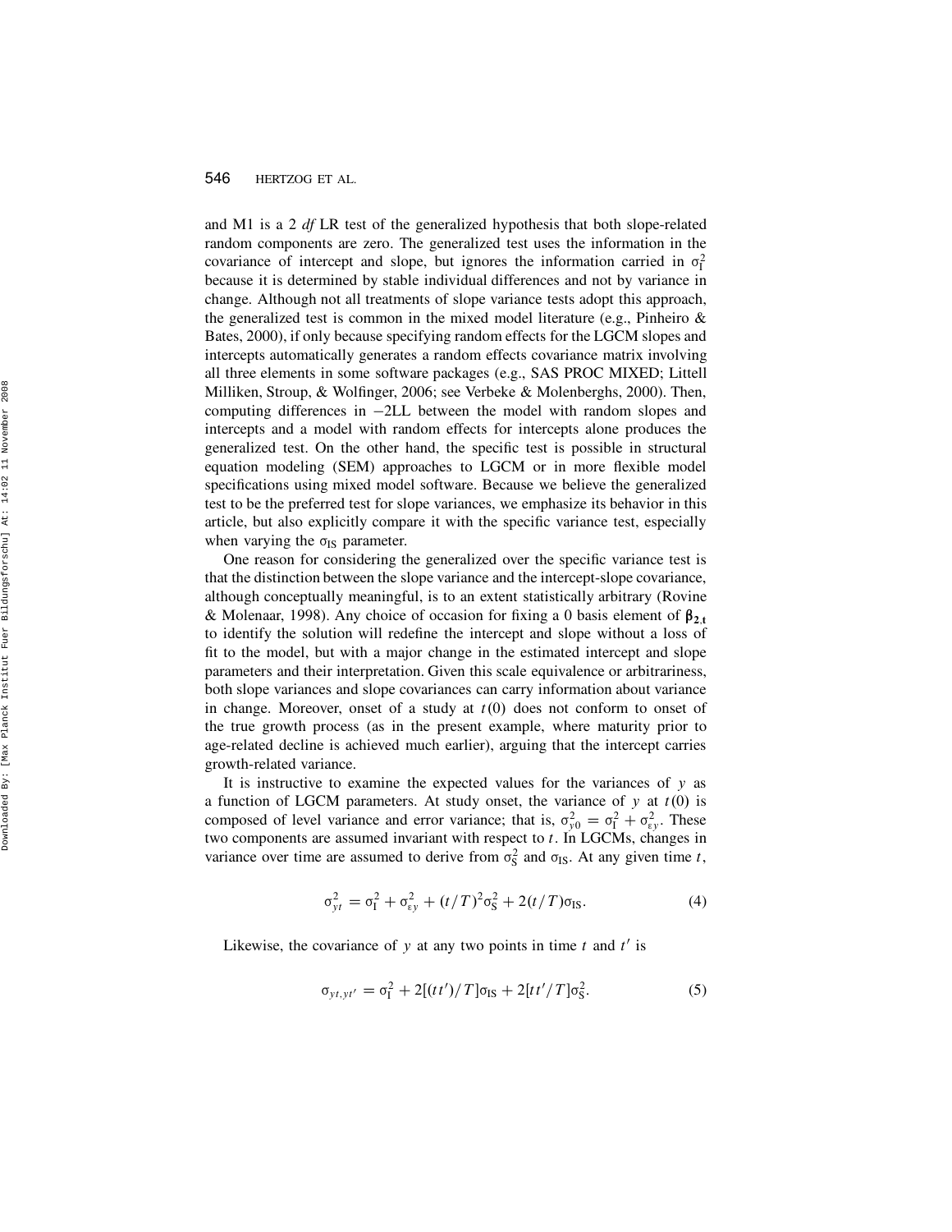and M1 is a 2 *df* LR test of the generalized hypothesis that both slope-related random components are zero. The generalized test uses the information in the covariance of intercept and slope, but ignores the information carried in $\sigma_I^2$ because it is determined by stable individual differences and not by variance in change. Although not all treatments of slope variance tests adopt this approach, the generalized test is common in the mixed model literature (e.g., Pinheiro & Bates, 2000), if only because specifying random effects for the LGCM slopes and intercepts automatically generates a random effects covariance matrix involving all three elements in some software packages (e.g., SAS PROC MIXED; Littell Milliken, Stroup, & Wolfinger, 2006; see Verbeke & Molenberghs, 2000). Then, computing differences in $-2$LL between the model with random slopes and intercepts and a model with random effects for intercepts alone produces the generalized test. On the other hand, the specific test is possible in structural equation modeling (SEM) approaches to LGCM or in more flexible model specifications using mixed model software. Because we believe the generalized test to be the preferred test for slope variances, we emphasize its behavior in this article, but also explicitly compare it with the specific variance test, especially when varying the $\sigma_{IS}$ parameter.

One reason for considering the generalized over the specific variance test is that the distinction between the slope variance and the intercept-slope covariance, although conceptually meaningful, is to an extent statistically arbitrary (Rovine & Molenaar, 1998). Any choice of occasion for fixing a 0 basis element of $\boldsymbol{\beta}_{2,t}$ to identify the solution will redefine the intercept and slope without a loss of fit to the model, but with a major change in the estimated intercept and slope parameters and their interpretation. Given this scale equivalence or arbitrariness, both slope variances and slope covariances can carry information about variance in change. Moreover, onset of a study at $t(0)$ does not conform to onset of the true growth process (as in the present example, where maturity prior to age-related decline is achieved much earlier), arguing that the intercept carries growth-related variance.

It is instructive to examine the expected values for the variances of $y$ as a function of LGCM parameters. At study onset, the variance of $y$ at $t(0)$ is composed of level variance and error variance; that is, $\sigma_{y0}^2 = \sigma_I^2 + \sigma_{\varepsilon y}^2$. These two components are assumed invariant with respect to $t$. In LGCMs, changes in variance over time are assumed to derive from $\sigma_S^2$ and $\sigma_{IS}$. At any given time $t$,

$$\sigma_{yt}^2 = \sigma_I^2 + \sigma_{\varepsilon y}^2 + (t/T)^2\sigma_S^2 + 2(t/T)\sigma_{IS}. \tag{4}$$

Likewise, the covariance of $y$ at any two points in time $t$ and $t'$ is

$$\sigma_{yt,yt'} = \sigma_I^2 + 2[(tt')/T]\sigma_{IS} + 2[tt'/T]\sigma_S^2. \tag{5}$$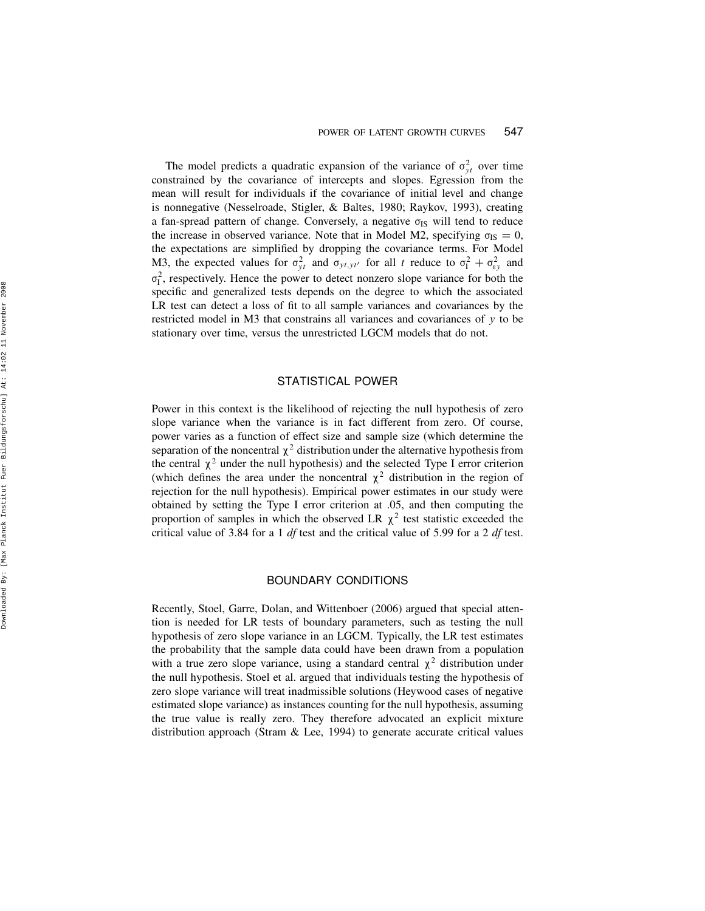The model predicts a quadratic expansion of the variance of $\sigma^2_{yt}$ over time constrained by the covariance of intercepts and slopes. Egression from the mean will result for individuals if the covariance of initial level and change is nonnegative (Nesselroade, Stigler, & Baltes, 1980; Raykov, 1993), creating a fan-spread pattern of change. Conversely, a negative $\sigma_{IS}$ will tend to reduce the increase in observed variance. Note that in Model M2, specifying $\sigma_{IS} = 0$, the expectations are simplified by dropping the covariance terms. For Model M3, the expected values for $\sigma^2_{yt}$ and $\sigma_{yt,yt'}$ for all $t$ reduce to $\sigma^2_I + \sigma^2_{\varepsilon y}$ and $\sigma^2_I$, respectively. Hence the power to detect nonzero slope variance for both the specific and generalized tests depends on the degree to which the associated LR test can detect a loss of fit to all sample variances and covariances by the restricted model in M3 that constrains all variances and covariances of $y$ to be stationary over time, versus the unrestricted LGCM models that do not.

## STATISTICAL POWER

Power in this context is the likelihood of rejecting the null hypothesis of zero slope variance when the variance is in fact different from zero. Of course, power varies as a function of effect size and sample size (which determine the separation of the noncentral $\chi^2$ distribution under the alternative hypothesis from the central $\chi^2$ under the null hypothesis) and the selected Type I error criterion (which defines the area under the noncentral $\chi^2$ distribution in the region of rejection for the null hypothesis). Empirical power estimates in our study were obtained by setting the Type I error criterion at .05, and then computing the proportion of samples in which the observed LR $\chi^2$ test statistic exceeded the critical value of 3.84 for a 1 *df* test and the critical value of 5.99 for a 2 *df* test.

## BOUNDARY CONDITIONS

Recently, Stoel, Garre, Dolan, and Wittenboer (2006) argued that special attention is needed for LR tests of boundary parameters, such as testing the null hypothesis of zero slope variance in an LGCM. Typically, the LR test estimates the probability that the sample data could have been drawn from a population with a true zero slope variance, using a standard central $\chi^2$ distribution under the null hypothesis. Stoel et al. argued that individuals testing the hypothesis of zero slope variance will treat inadmissible solutions (Heywood cases of negative estimated slope variance) as instances counting for the null hypothesis, assuming the true value is really zero. They therefore advocated an explicit mixture distribution approach (Stram & Lee, 1994) to generate accurate critical values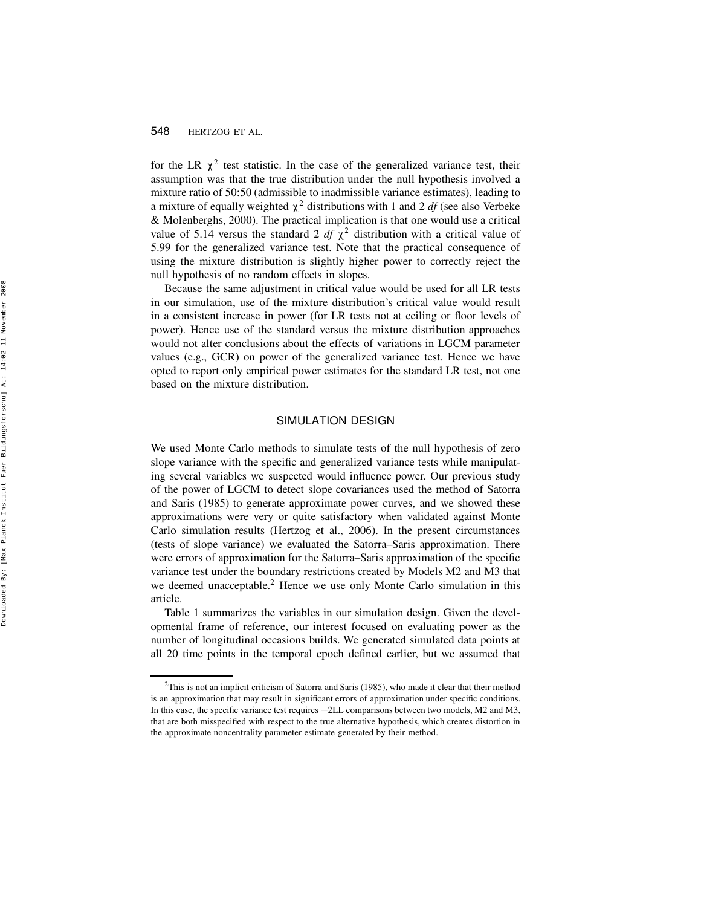for the LR $\chi^2$ test statistic. In the case of the generalized variance test, their assumption was that the true distribution under the null hypothesis involved a mixture ratio of 50:50 (admissible to inadmissible variance estimates), leading to a mixture of equally weighted $\chi^2$ distributions with 1 and 2 *df* (see also Verbeke & Molenberghs, 2000). The practical implication is that one would use a critical value of 5.14 versus the standard 2 *df* $\chi^2$ distribution with a critical value of 5.99 for the generalized variance test. Note that the practical consequence of using the mixture distribution is slightly higher power to correctly reject the null hypothesis of no random effects in slopes.

Because the same adjustment in critical value would be used for all LR tests in our simulation, use of the mixture distribution's critical value would result in a consistent increase in power (for LR tests not at ceiling or floor levels of power). Hence use of the standard versus the mixture distribution approaches would not alter conclusions about the effects of variations in LGCM parameter values (e.g., GCR) on power of the generalized variance test. Hence we have opted to report only empirical power estimates for the standard LR test, not one based on the mixture distribution.

## SIMULATION DESIGN

We used Monte Carlo methods to simulate tests of the null hypothesis of zero slope variance with the specific and generalized variance tests while manipulating several variables we suspected would influence power. Our previous study of the power of LGCM to detect slope covariances used the method of Satorra and Saris (1985) to generate approximate power curves, and we showed these approximations were very or quite satisfactory when validated against Monte Carlo simulation results (Hertzog et al., 2006). In the present circumstances (tests of slope variance) we evaluated the Satorra–Saris approximation. There were errors of approximation for the Satorra–Saris approximation of the specific variance test under the boundary restrictions created by Models M2 and M3 that we deemed unacceptable.[2] Hence we use only Monte Carlo simulation in this article.

Table 1 summarizes the variables in our simulation design. Given the developmental frame of reference, our interest focused on evaluating power as the number of longitudinal occasions builds. We generated simulated data points at all 20 time points in the temporal epoch defined earlier, but we assumed that

[2]This is not an implicit criticism of Satorra and Saris (1985), who made it clear that their method is an approximation that may result in significant errors of approximation under specific conditions. In this case, the specific variance test requires −2LL comparisons between two models, M2 and M3, that are both misspecified with respect to the true alternative hypothesis, which creates distortion in the approximate noncentrality parameter estimate generated by their method.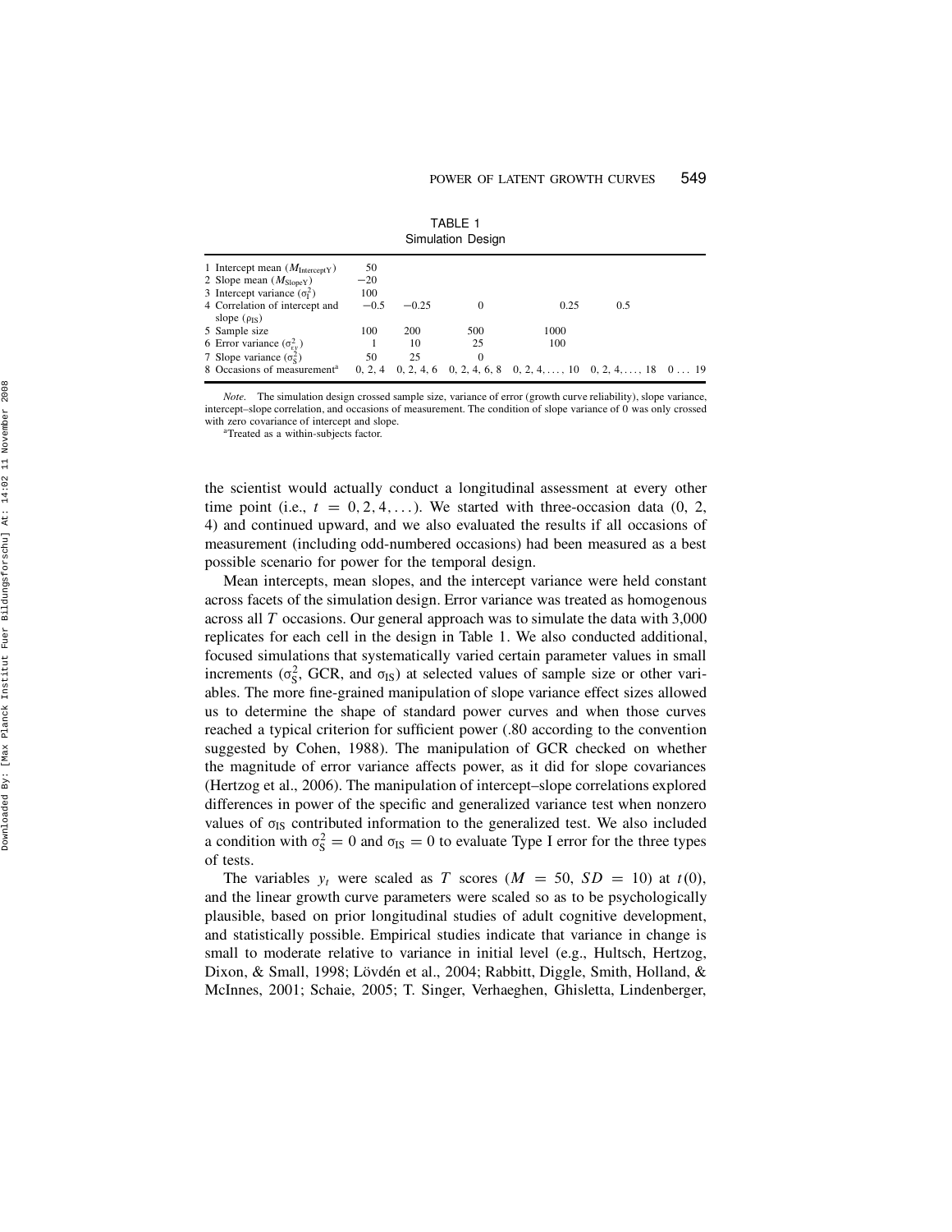TABLE 1
Simulation Design

| | | | | | | |
|---|---|---|---|---|---|---|
| 1 Intercept mean ($M_{\text{InterceptY}}$) | 50 | | | | | |
| 2 Slope mean ($M_{\text{SlopeY}}$) | −20 | | | | | |
| 3 Intercept variance ($\sigma_I^2$) | 100 | | | | | |
| 4 Correlation of intercept and slope ($\rho_{IS}$) | −0.5 | −0.25 | 0 | 0.25 | 0.5 | |
| 5 Sample size | 100 | 200 | 500 | 1000 | | |
| 6 Error variance ($\sigma_{e_Y}^2$) | 1 | 10 | 25 | 100 | | |
| 7 Slope variance ($\sigma_S^2$) | 50 | 25 | 0 | | | |
| 8 Occasions of measurement[a] | 0, 2, 4 | 0, 2, 4, 6 | 0, 2, 4, 6, 8 | 0, 2, 4, . . . , 10 | 0, 2, 4, . . . , 18 | 0 . . . 19 |

*Note.* The simulation design crossed sample size, variance of error (growth curve reliability), slope variance, intercept–slope correlation, and occasions of measurement. The condition of slope variance of 0 was only crossed with zero covariance of intercept and slope.

[a]Treated as a within-subjects factor.

the scientist would actually conduct a longitudinal assessment at every other time point (i.e., $t = 0, 2, 4, \ldots$). We started with three-occasion data (0, 2, 4) and continued upward, and we also evaluated the results if all occasions of measurement (including odd-numbered occasions) had been measured as a best possible scenario for power for the temporal design.

Mean intercepts, mean slopes, and the intercept variance were held constant across facets of the simulation design. Error variance was treated as homogenous across all $T$ occasions. Our general approach was to simulate the data with 3,000 replicates for each cell in the design in Table 1. We also conducted additional, focused simulations that systematically varied certain parameter values in small increments ($\sigma_S^2$, GCR, and $\sigma_{IS}$) at selected values of sample size or other variables. The more fine-grained manipulation of slope variance effect sizes allowed us to determine the shape of standard power curves and when those curves reached a typical criterion for sufficient power (.80 according to the convention suggested by Cohen, 1988). The manipulation of GCR checked on whether the magnitude of error variance affects power, as it did for slope covariances (Hertzog et al., 2006). The manipulation of intercept–slope correlations explored differences in power of the specific and generalized variance test when nonzero values of $\sigma_{IS}$ contributed information to the generalized test. We also included a condition with $\sigma_S^2 = 0$ and $\sigma_{IS} = 0$ to evaluate Type I error for the three types of tests.

The variables $y_t$ were scaled as $T$ scores ($M = 50$, $SD = 10$) at $t(0)$, and the linear growth curve parameters were scaled so as to be psychologically plausible, based on prior longitudinal studies of adult cognitive development, and statistically possible. Empirical studies indicate that variance in change is small to moderate relative to variance in initial level (e.g., Hultsch, Hertzog, Dixon, & Small, 1998; Lövdén et al., 2004; Rabbitt, Diggle, Smith, Holland, & McInnes, 2001; Schaie, 2005; T. Singer, Verhaeghen, Ghisletta, Lindenberger,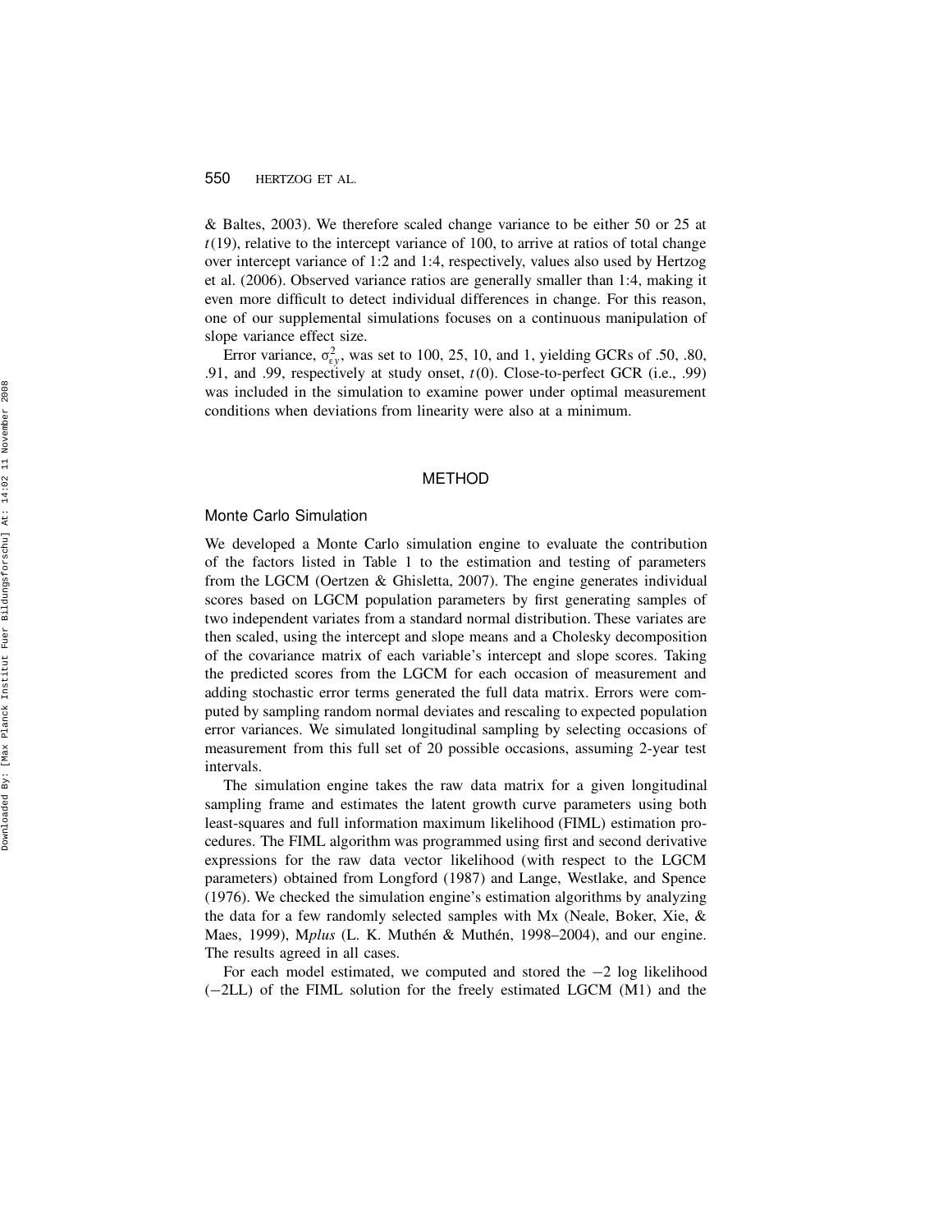& Baltes, 2003). We therefore scaled change variance to be either 50 or 25 at $t(19)$, relative to the intercept variance of 100, to arrive at ratios of total change over intercept variance of 1:2 and 1:4, respectively, values also used by Hertzog et al. (2006). Observed variance ratios are generally smaller than 1:4, making it even more difficult to detect individual differences in change. For this reason, one of our supplemental simulations focuses on a continuous manipulation of slope variance effect size.

Error variance, $\sigma^2_{\varepsilon y}$, was set to 100, 25, 10, and 1, yielding GCRs of .50, .80, .91, and .99, respectively at study onset, $t(0)$. Close-to-perfect GCR (i.e., .99) was included in the simulation to examine power under optimal measurement conditions when deviations from linearity were also at a minimum.

## METHOD

### Monte Carlo Simulation

We developed a Monte Carlo simulation engine to evaluate the contribution of the factors listed in Table 1 to the estimation and testing of parameters from the LGCM (Oertzen & Ghisletta, 2007). The engine generates individual scores based on LGCM population parameters by first generating samples of two independent variates from a standard normal distribution. These variates are then scaled, using the intercept and slope means and a Cholesky decomposition of the covariance matrix of each variable's intercept and slope scores. Taking the predicted scores from the LGCM for each occasion of measurement and adding stochastic error terms generated the full data matrix. Errors were computed by sampling random normal deviates and rescaling to expected population error variances. We simulated longitudinal sampling by selecting occasions of measurement from this full set of 20 possible occasions, assuming 2-year test intervals.

The simulation engine takes the raw data matrix for a given longitudinal sampling frame and estimates the latent growth curve parameters using both least-squares and full information maximum likelihood (FIML) estimation procedures. The FIML algorithm was programmed using first and second derivative expressions for the raw data vector likelihood (with respect to the LGCM parameters) obtained from Longford (1987) and Lange, Westlake, and Spence (1976). We checked the simulation engine's estimation algorithms by analyzing the data for a few randomly selected samples with Mx (Neale, Boker, Xie, & Maes, 1999), M*plus* (L. K. Muthén & Muthén, 1998–2004), and our engine. The results agreed in all cases.

For each model estimated, we computed and stored the $-2$ log likelihood ($-2$LL) of the FIML solution for the freely estimated LGCM (M1) and the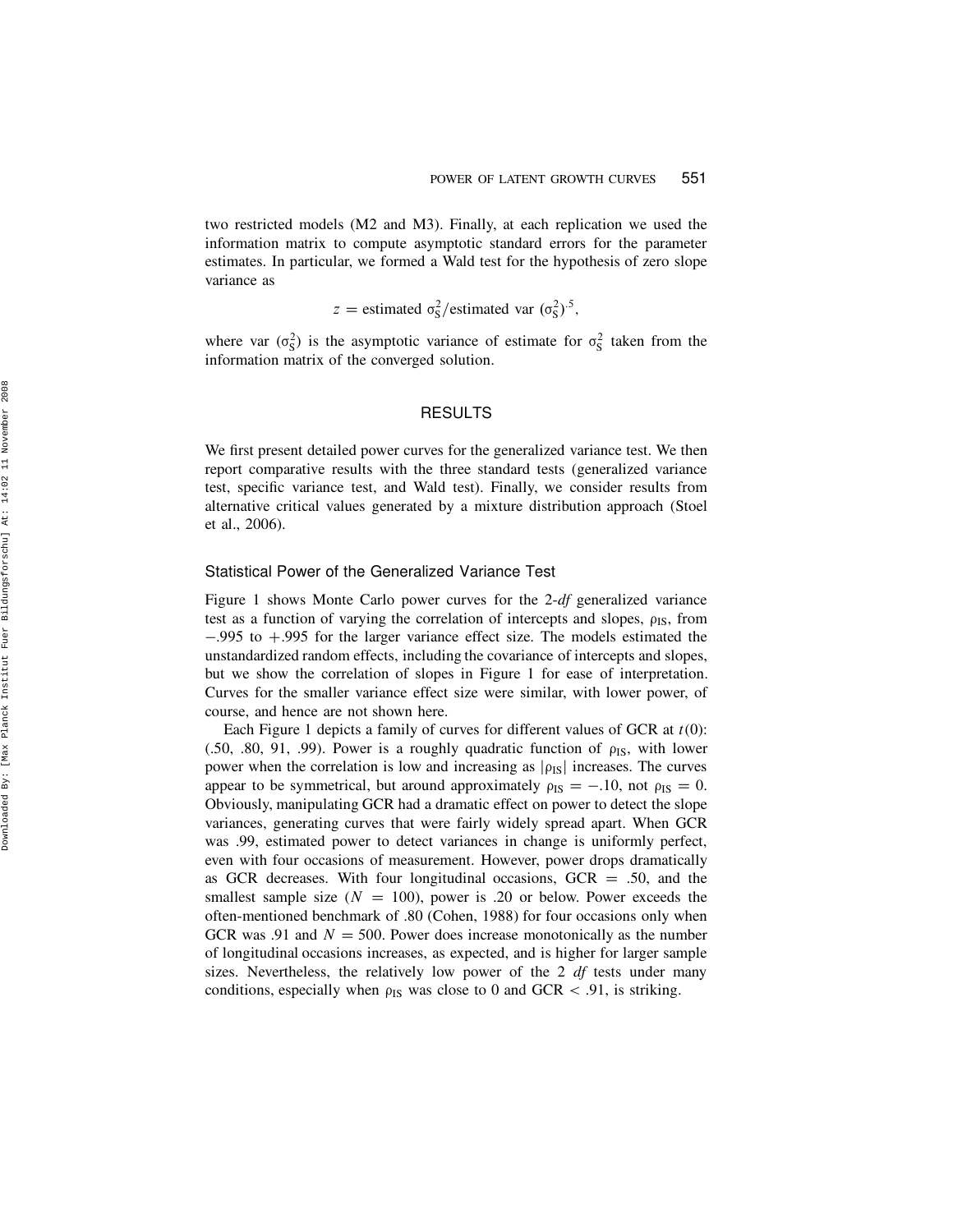two restricted models (M2 and M3). Finally, at each replication we used the information matrix to compute asymptotic standard errors for the parameter estimates. In particular, we formed a Wald test for the hypothesis of zero slope variance as

$$z = \text{estimated } \sigma_S^2/\text{estimated var } (\sigma_S^2)^{.5},$$

where var $(\sigma_S^2)$ is the asymptotic variance of estimate for $\sigma_S^2$ taken from the information matrix of the converged solution.

## RESULTS

We first present detailed power curves for the generalized variance test. We then report comparative results with the three standard tests (generalized variance test, specific variance test, and Wald test). Finally, we consider results from alternative critical values generated by a mixture distribution approach (Stoel et al., 2006).

### Statistical Power of the Generalized Variance Test

Figure 1 shows Monte Carlo power curves for the 2-*df* generalized variance test as a function of varying the correlation of intercepts and slopes, $\rho_{IS}$, from $-.995$ to $+.995$ for the larger variance effect size. The models estimated the unstandardized random effects, including the covariance of intercepts and slopes, but we show the correlation of slopes in Figure 1 for ease of interpretation. Curves for the smaller variance effect size were similar, with lower power, of course, and hence are not shown here.

Each Figure 1 depicts a family of curves for different values of GCR at $t(0)$: (.50, .80, 91, .99). Power is a roughly quadratic function of $\rho_{IS}$, with lower power when the correlation is low and increasing as $|\rho_{IS}|$ increases. The curves appear to be symmetrical, but around approximately $\rho_{IS} = -.10$, not $\rho_{IS} = 0$. Obviously, manipulating GCR had a dramatic effect on power to detect the slope variances, generating curves that were fairly widely spread apart. When GCR was .99, estimated power to detect variances in change is uniformly perfect, even with four occasions of measurement. However, power drops dramatically as GCR decreases. With four longitudinal occasions, GCR = .50, and the smallest sample size ($N = 100$), power is .20 or below. Power exceeds the often-mentioned benchmark of .80 (Cohen, 1988) for four occasions only when GCR was .91 and $N = 500$. Power does increase monotonically as the number of longitudinal occasions increases, as expected, and is higher for larger sample sizes. Nevertheless, the relatively low power of the 2 *df* tests under many conditions, especially when $\rho_{IS}$ was close to 0 and GCR $< .91$, is striking.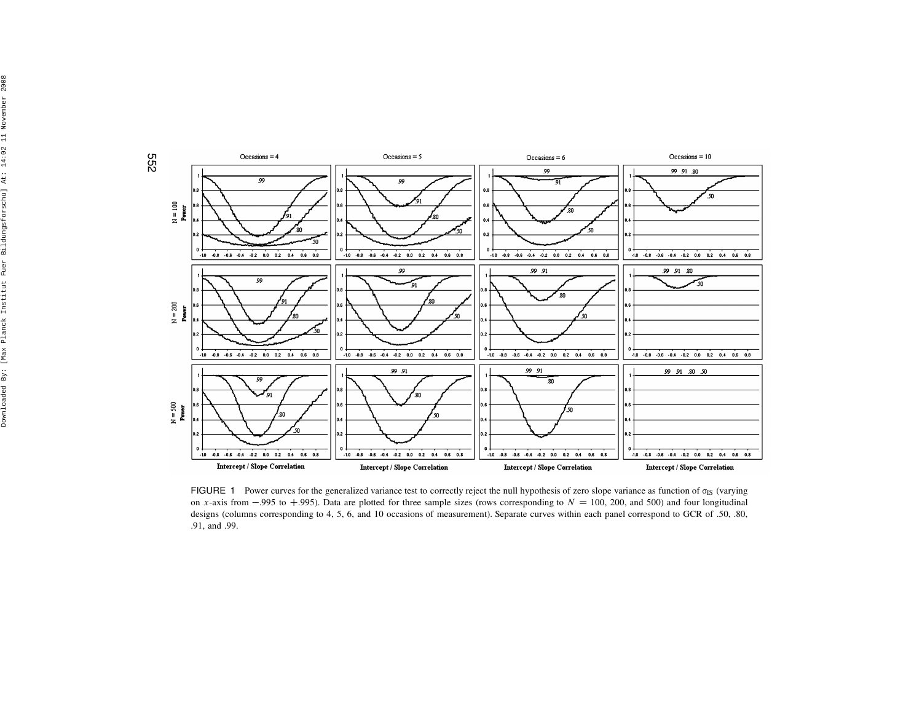FIGURE 1 Power curves for the generalized variance test to correctly reject the null hypothesis of zero slope variance as function of $\sigma_{IS}$ (varying on $x$-axis from −.995 to +.995). Data are plotted for three sample sizes (rows corresponding to $N = 100$, 200, and 500) and four longitudinal designs (columns corresponding to 4, 5, 6, and 10 occasions of measurement). Separate curves within each panel correspond to GCR of .50, .80, .91, and .99.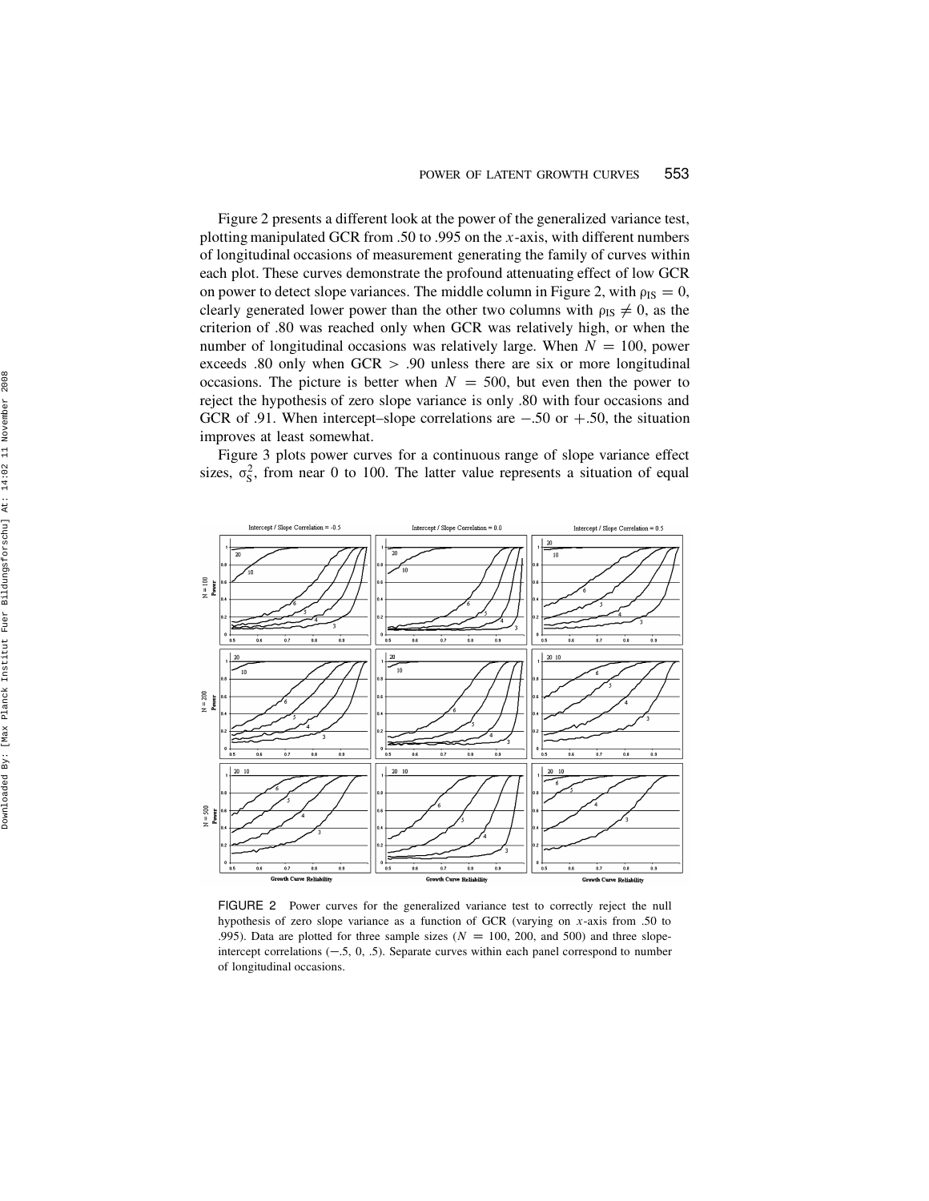Figure 2 presents a different look at the power of the generalized variance test, plotting manipulated GCR from .50 to .995 on the $x$-axis, with different numbers of longitudinal occasions of measurement generating the family of curves within each plot. These curves demonstrate the profound attenuating effect of low GCR on power to detect slope variances. The middle column in Figure 2, with $\rho_{IS} = 0$, clearly generated lower power than the other two columns with $\rho_{IS} \neq 0$, as the criterion of .80 was reached only when GCR was relatively high, or when the number of longitudinal occasions was relatively large. When $N = 100$, power exceeds .80 only when GCR $>$ .90 unless there are six or more longitudinal occasions. The picture is better when $N = 500$, but even then the power to reject the hypothesis of zero slope variance is only .80 with four occasions and GCR of .91. When intercept–slope correlations are $-.50$ or $+.50$, the situation improves at least somewhat.

Figure 3 plots power curves for a continuous range of slope variance effect sizes, $\sigma_S^2$, from near 0 to 100. The latter value represents a situation of equal

FIGURE 2 Power curves for the generalized variance test to correctly reject the null hypothesis of zero slope variance as a function of GCR (varying on $x$-axis from .50 to .995). Data are plotted for three sample sizes ($N = 100$, 200, and 500) and three slope-intercept correlations ($-.5$, 0, .5). Separate curves within each panel correspond to number of longitudinal occasions.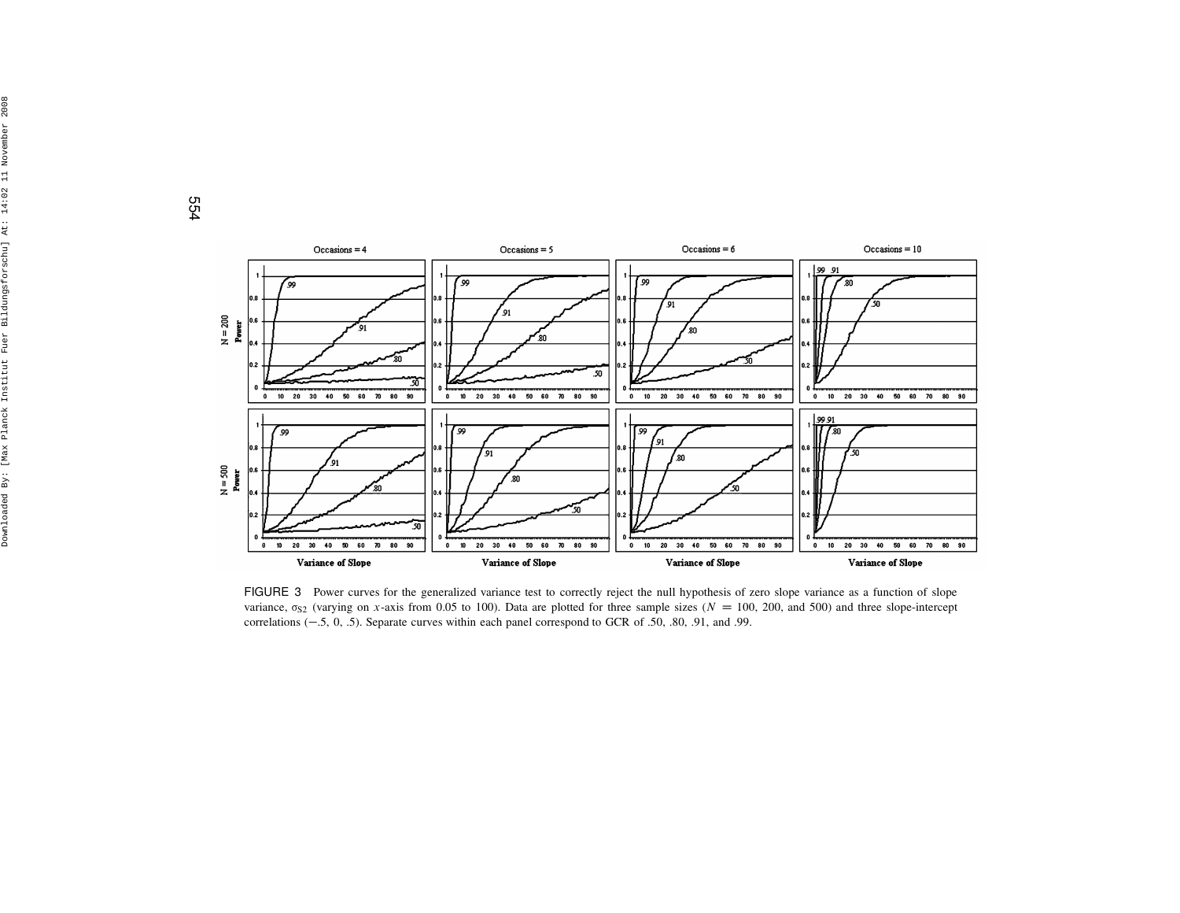FIGURE 3 Power curves for the generalized variance test to correctly reject the null hypothesis of zero slope variance as a function of slope variance, $\sigma_{S2}$ (varying on $x$-axis from 0.05 to 100). Data are plotted for three sample sizes ($N = 100$, 200, and 500) and three slope-intercept correlations (−.5, 0, .5). Separate curves within each panel correspond to GCR of .50, .80, .91, and .99.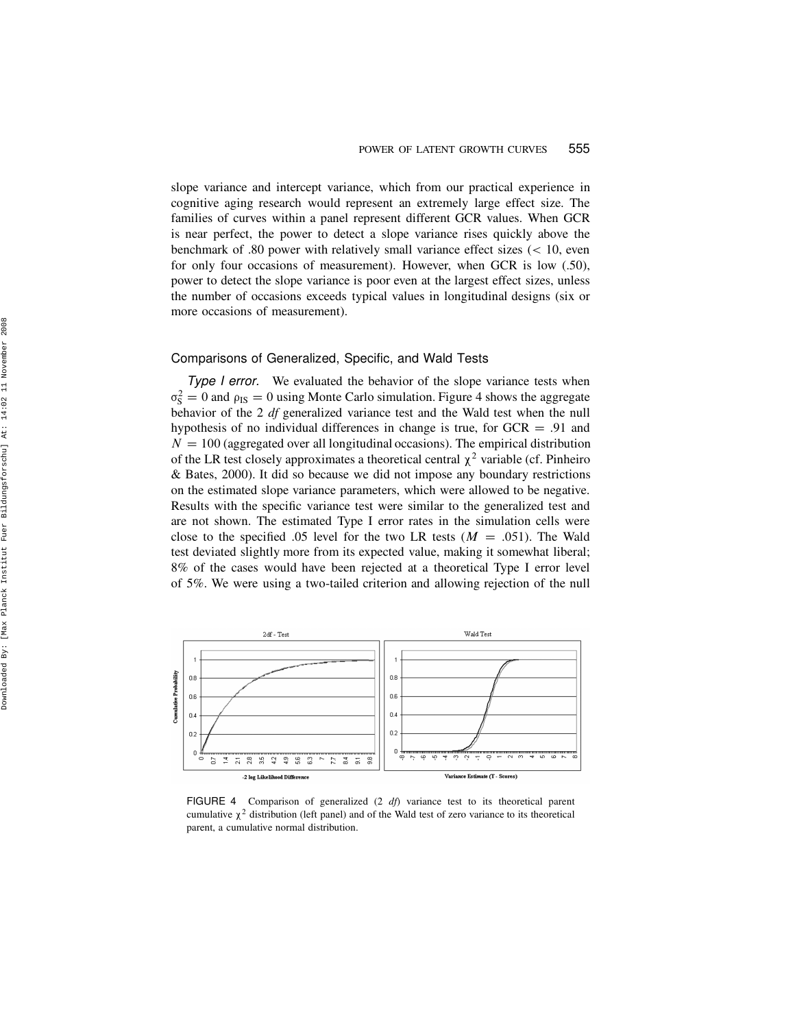slope variance and intercept variance, which from our practical experience in cognitive aging research would represent an extremely large effect size. The families of curves within a panel represent different GCR values. When GCR is near perfect, the power to detect a slope variance rises quickly above the benchmark of .80 power with relatively small variance effect sizes (< 10, even for only four occasions of measurement). However, when GCR is low (.50), power to detect the slope variance is poor even at the largest effect sizes, unless the number of occasions exceeds typical values in longitudinal designs (six or more occasions of measurement).

### Comparisons of Generalized, Specific, and Wald Tests

*Type I error.* We evaluated the behavior of the slope variance tests when $\sigma_S^2 = 0$ and $\rho_{IS} = 0$ using Monte Carlo simulation. Figure 4 shows the aggregate behavior of the 2 *df* generalized variance test and the Wald test when the null hypothesis of no individual differences in change is true, for GCR = .91 and $N = 100$ (aggregated over all longitudinal occasions). The empirical distribution of the LR test closely approximates a theoretical central $\chi^2$ variable (cf. Pinheiro & Bates, 2000). It did so because we did not impose any boundary restrictions on the estimated slope variance parameters, which were allowed to be negative. Results with the specific variance test were similar to the generalized test and are not shown. The estimated Type I error rates in the simulation cells were close to the specified .05 level for the two LR tests ($M = .051$). The Wald test deviated slightly more from its expected value, making it somewhat liberal; 8% of the cases would have been rejected at a theoretical Type I error level of 5%. We were using a two-tailed criterion and allowing rejection of the null

FIGURE 4 Comparison of generalized (2 *df*) variance test to its theoretical parent cumulative $\chi^2$ distribution (left panel) and of the Wald test of zero variance to its theoretical parent, a cumulative normal distribution.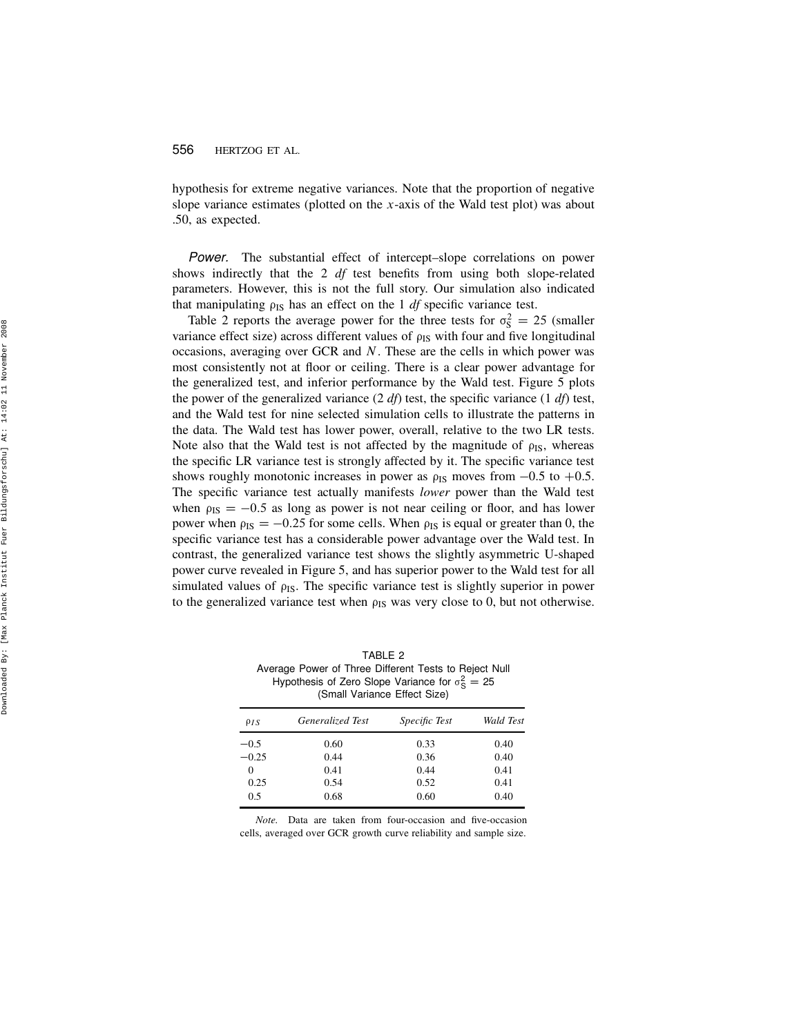hypothesis for extreme negative variances. Note that the proportion of negative slope variance estimates (plotted on the $x$-axis of the Wald test plot) was about .50, as expected.

*Power.* The substantial effect of intercept–slope correlations on power shows indirectly that the 2 *df* test benefits from using both slope-related parameters. However, this is not the full story. Our simulation also indicated that manipulating $\rho_{IS}$ has an effect on the 1 *df* specific variance test.

Table 2 reports the average power for the three tests for $\sigma_S^2 = 25$ (smaller variance effect size) across different values of $\rho_{IS}$ with four and five longitudinal occasions, averaging over GCR and $N$. These are the cells in which power was most consistently not at floor or ceiling. There is a clear power advantage for the generalized test, and inferior performance by the Wald test. Figure 5 plots the power of the generalized variance (2 *df*) test, the specific variance (1 *df*) test, and the Wald test for nine selected simulation cells to illustrate the patterns in the data. The Wald test has lower power, overall, relative to the two LR tests. Note also that the Wald test is not affected by the magnitude of $\rho_{IS}$, whereas the specific LR variance test is strongly affected by it. The specific variance test shows roughly monotonic increases in power as $\rho_{IS}$ moves from $-0.5$ to $+0.5$. The specific variance test actually manifests *lower* power than the Wald test when $\rho_{IS} = -0.5$ as long as power is not near ceiling or floor, and has lower power when $\rho_{IS} = -0.25$ for some cells. When $\rho_{IS}$ is equal or greater than 0, the specific variance test has a considerable power advantage over the Wald test. In contrast, the generalized variance test shows the slightly asymmetric U-shaped power curve revealed in Figure 5, and has superior power to the Wald test for all simulated values of $\rho_{IS}$. The specific variance test is slightly superior in power to the generalized variance test when $\rho_{IS}$ was very close to 0, but not otherwise.

TABLE 2
Average Power of Three Different Tests to Reject Null Hypothesis of Zero Slope Variance for $\sigma_S^2 = 25$ (Small Variance Effect Size)

| $\rho_{IS}$ | *Generalized Test* | *Specific Test* | *Wald Test* |
|---|---|---|---|
| −0.5 | 0.60 | 0.33 | 0.40 |
| −0.25 | 0.44 | 0.36 | 0.40 |
| 0 | 0.41 | 0.44 | 0.41 |
| 0.25 | 0.54 | 0.52 | 0.41 |
| 0.5 | 0.68 | 0.60 | 0.40 |

*Note.* Data are taken from four-occasion and five-occasion cells, averaged over GCR growth curve reliability and sample size.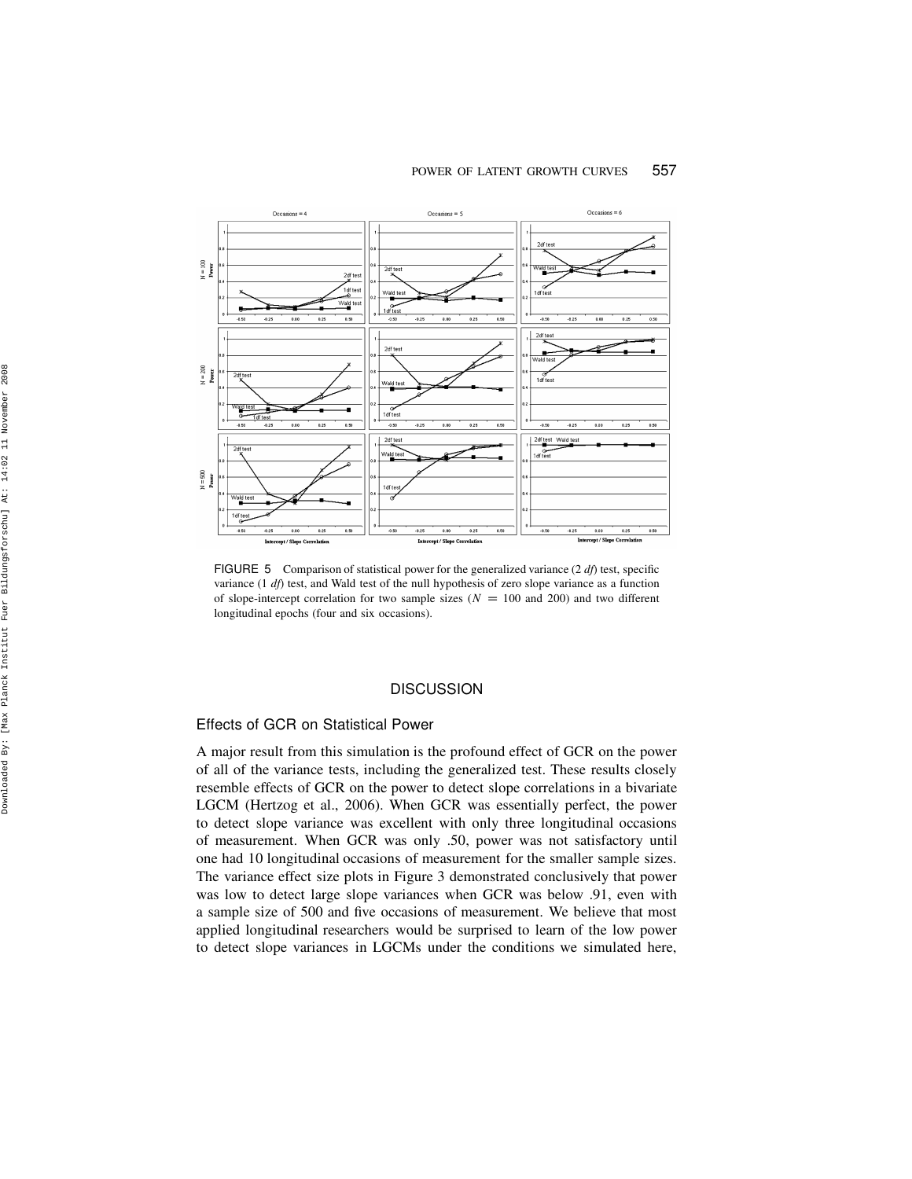FIGURE 5 Comparison of statistical power for the generalized variance (2 *df*) test, specific variance (1 *df*) test, and Wald test of the null hypothesis of zero slope variance as a function of slope-intercept correlation for two sample sizes ($N = 100$ and 200) and two different longitudinal epochs (four and six occasions).

## DISCUSSION

### Effects of GCR on Statistical Power

A major result from this simulation is the profound effect of GCR on the power of all of the variance tests, including the generalized test. These results closely resemble effects of GCR on the power to detect slope correlations in a bivariate LGCM (Hertzog et al., 2006). When GCR was essentially perfect, the power to detect slope variance was excellent with only three longitudinal occasions of measurement. When GCR was only .50, power was not satisfactory until one had 10 longitudinal occasions of measurement for the smaller sample sizes. The variance effect size plots in Figure 3 demonstrated conclusively that power was low to detect large slope variances when GCR was below .91, even with a sample size of 500 and five occasions of measurement. We believe that most applied longitudinal researchers would be surprised to learn of the low power to detect slope variances in LGCMs under the conditions we simulated here,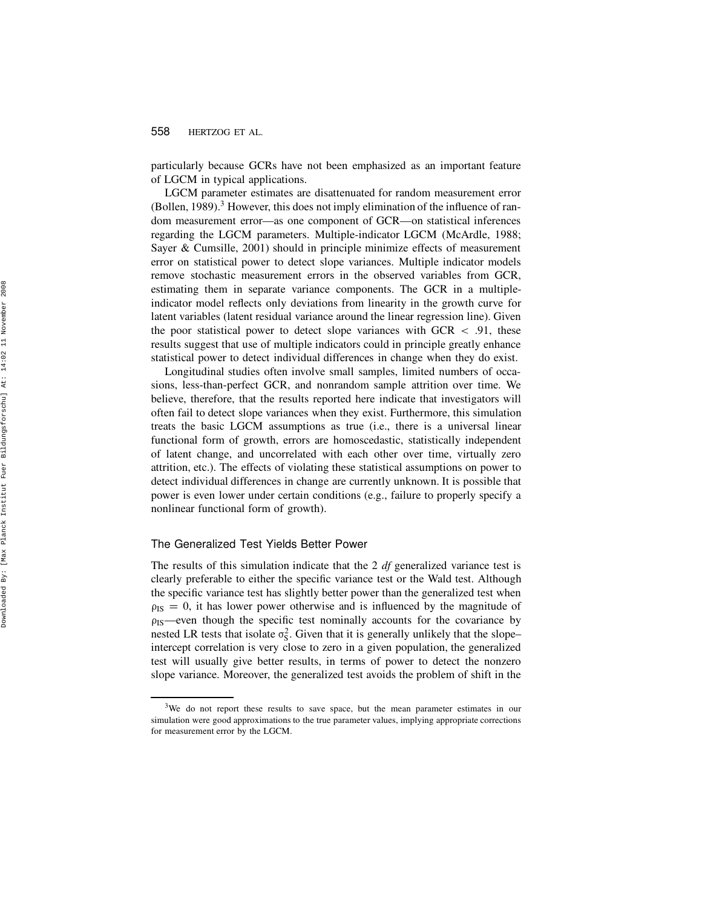particularly because GCRs have not been emphasized as an important feature of LGCM in typical applications.

LGCM parameter estimates are disattenuated for random measurement error (Bollen, 1989).[3] However, this does not imply elimination of the influence of random measurement error—as one component of GCR—on statistical inferences regarding the LGCM parameters. Multiple-indicator LGCM (McArdle, 1988; Sayer & Cumsille, 2001) should in principle minimize effects of measurement error on statistical power to detect slope variances. Multiple indicator models remove stochastic measurement errors in the observed variables from GCR, estimating them in separate variance components. The GCR in a multiple-indicator model reflects only deviations from linearity in the growth curve for latent variables (latent residual variance around the linear regression line). Given the poor statistical power to detect slope variances with GCR $< .91$, these results suggest that use of multiple indicators could in principle greatly enhance statistical power to detect individual differences in change when they do exist.

Longitudinal studies often involve small samples, limited numbers of occasions, less-than-perfect GCR, and nonrandom sample attrition over time. We believe, therefore, that the results reported here indicate that investigators will often fail to detect slope variances when they exist. Furthermore, this simulation treats the basic LGCM assumptions as true (i.e., there is a universal linear functional form of growth, errors are homoscedastic, statistically independent of latent change, and uncorrelated with each other over time, virtually zero attrition, etc.). The effects of violating these statistical assumptions on power to detect individual differences in change are currently unknown. It is possible that power is even lower under certain conditions (e.g., failure to properly specify a nonlinear functional form of growth).

### The Generalized Test Yields Better Power

The results of this simulation indicate that the 2 *df* generalized variance test is clearly preferable to either the specific variance test or the Wald test. Although the specific variance test has slightly better power than the generalized test when $\rho_{IS} = 0$, it has lower power otherwise and is influenced by the magnitude of $\rho_{IS}$—even though the specific test nominally accounts for the covariance by nested LR tests that isolate $\sigma_S^2$. Given that it is generally unlikely that the slope–intercept correlation is very close to zero in a given population, the generalized test will usually give better results, in terms of power to detect the nonzero slope variance. Moreover, the generalized test avoids the problem of shift in the

[3] We do not report these results to save space, but the mean parameter estimates in our simulation were good approximations to the true parameter values, implying appropriate corrections for measurement error by the LGCM.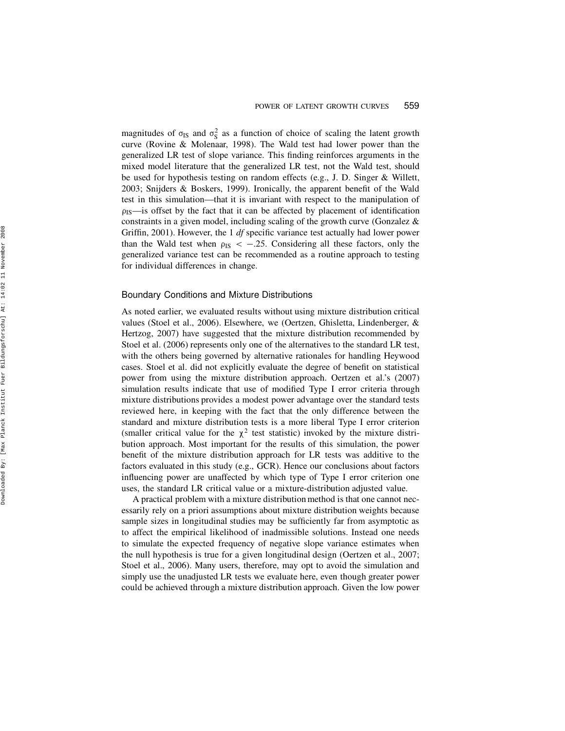magnitudes of $\sigma_{IS}$ and $\sigma_S^2$ as a function of choice of scaling the latent growth curve (Rovine & Molenaar, 1998). The Wald test had lower power than the generalized LR test of slope variance. This finding reinforces arguments in the mixed model literature that the generalized LR test, not the Wald test, should be used for hypothesis testing on random effects (e.g., J. D. Singer & Willett, 2003; Snijders & Boskers, 1999). Ironically, the apparent benefit of the Wald test in this simulation—that it is invariant with respect to the manipulation of $\rho_{IS}$—is offset by the fact that it can be affected by placement of identification constraints in a given model, including scaling of the growth curve (Gonzalez & Griffin, 2001). However, the 1 *df* specific variance test actually had lower power than the Wald test when $\rho_{IS} < -.25$. Considering all these factors, only the generalized variance test can be recommended as a routine approach to testing for individual differences in change.

## Boundary Conditions and Mixture Distributions

As noted earlier, we evaluated results without using mixture distribution critical values (Stoel et al., 2006). Elsewhere, we (Oertzen, Ghisletta, Lindenberger, & Hertzog, 2007) have suggested that the mixture distribution recommended by Stoel et al. (2006) represents only one of the alternatives to the standard LR test, with the others being governed by alternative rationales for handling Heywood cases. Stoel et al. did not explicitly evaluate the degree of benefit on statistical power from using the mixture distribution approach. Oertzen et al.'s (2007) simulation results indicate that use of modified Type I error criteria through mixture distributions provides a modest power advantage over the standard tests reviewed here, in keeping with the fact that the only difference between the standard and mixture distribution tests is a more liberal Type I error criterion (smaller critical value for the $\chi^2$ test statistic) invoked by the mixture distribution approach. Most important for the results of this simulation, the power benefit of the mixture distribution approach for LR tests was additive to the factors evaluated in this study (e.g., GCR). Hence our conclusions about factors influencing power are unaffected by which type of Type I error criterion one uses, the standard LR critical value or a mixture-distribution adjusted value.

A practical problem with a mixture distribution method is that one cannot necessarily rely on a priori assumptions about mixture distribution weights because sample sizes in longitudinal studies may be sufficiently far from asymptotic as to affect the empirical likelihood of inadmissible solutions. Instead one needs to simulate the expected frequency of negative slope variance estimates when the null hypothesis is true for a given longitudinal design (Oertzen et al., 2007; Stoel et al., 2006). Many users, therefore, may opt to avoid the simulation and simply use the unadjusted LR tests we evaluate here, even though greater power could be achieved through a mixture distribution approach. Given the low power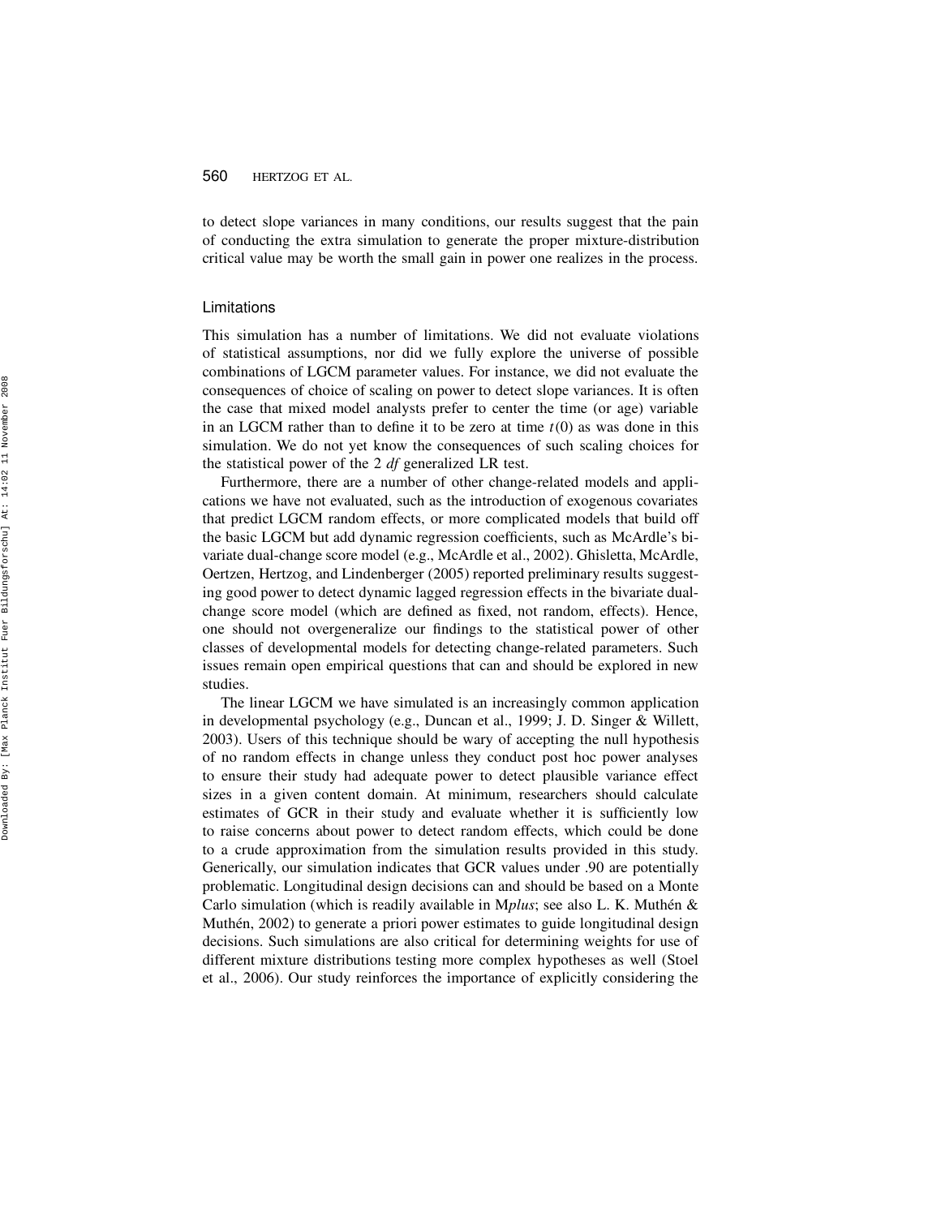to detect slope variances in many conditions, our results suggest that the pain of conducting the extra simulation to generate the proper mixture-distribution critical value may be worth the small gain in power one realizes in the process.

### Limitations

This simulation has a number of limitations. We did not evaluate violations of statistical assumptions, nor did we fully explore the universe of possible combinations of LGCM parameter values. For instance, we did not evaluate the consequences of choice of scaling on power to detect slope variances. It is often the case that mixed model analysts prefer to center the time (or age) variable in an LGCM rather than to define it to be zero at time $t(0)$ as was done in this simulation. We do not yet know the consequences of such scaling choices for the statistical power of the 2 *df* generalized LR test.

Furthermore, there are a number of other change-related models and applications we have not evaluated, such as the introduction of exogenous covariates that predict LGCM random effects, or more complicated models that build off the basic LGCM but add dynamic regression coefficients, such as McArdle's bivariate dual-change score model (e.g., McArdle et al., 2002). Ghisletta, McArdle, Oertzen, Hertzog, and Lindenberger (2005) reported preliminary results suggesting good power to detect dynamic lagged regression effects in the bivariate dual-change score model (which are defined as fixed, not random, effects). Hence, one should not overgeneralize our findings to the statistical power of other classes of developmental models for detecting change-related parameters. Such issues remain open empirical questions that can and should be explored in new studies.

The linear LGCM we have simulated is an increasingly common application in developmental psychology (e.g., Duncan et al., 1999; J. D. Singer & Willett, 2003). Users of this technique should be wary of accepting the null hypothesis of no random effects in change unless they conduct post hoc power analyses to ensure their study had adequate power to detect plausible variance effect sizes in a given content domain. At minimum, researchers should calculate estimates of GCR in their study and evaluate whether it is sufficiently low to raise concerns about power to detect random effects, which could be done to a crude approximation from the simulation results provided in this study. Generically, our simulation indicates that GCR values under .90 are potentially problematic. Longitudinal design decisions can and should be based on a Monte Carlo simulation (which is readily available in M*plus*; see also L. K. Muthén & Muthén, 2002) to generate a priori power estimates to guide longitudinal design decisions. Such simulations are also critical for determining weights for use of different mixture distributions testing more complex hypotheses as well (Stoel et al., 2006). Our study reinforces the importance of explicitly considering the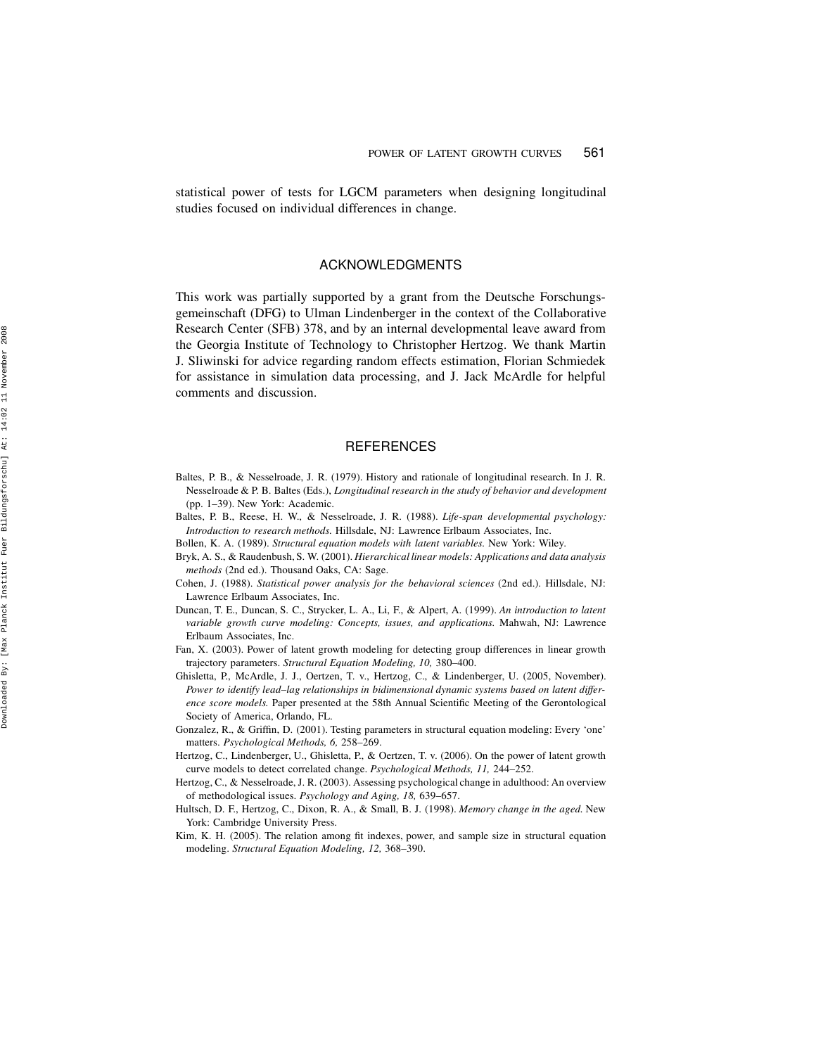statistical power of tests for LGCM parameters when designing longitudinal studies focused on individual differences in change.

## ACKNOWLEDGMENTS

This work was partially supported by a grant from the Deutsche Forschungsgemeinschaft (DFG) to Ulman Lindenberger in the context of the Collaborative Research Center (SFB) 378, and by an internal developmental leave award from the Georgia Institute of Technology to Christopher Hertzog. We thank Martin J. Sliwinski for advice regarding random effects estimation, Florian Schmiedek for assistance in simulation data processing, and J. Jack McArdle for helpful comments and discussion.

## REFERENCES

Baltes, P. B., & Nesselroade, J. R. (1979). History and rationale of longitudinal research. In J. R. Nesselroade & P. B. Baltes (Eds.), *Longitudinal research in the study of behavior and development* (pp. 1–39). New York: Academic.

Baltes, P. B., Reese, H. W., & Nesselroade, J. R. (1988). *Life-span developmental psychology: Introduction to research methods.* Hillsdale, NJ: Lawrence Erlbaum Associates, Inc.

Bollen, K. A. (1989). *Structural equation models with latent variables.* New York: Wiley.

Bryk, A. S., & Raudenbush, S. W. (2001). *Hierarchical linear models: Applications and data analysis methods* (2nd ed.). Thousand Oaks, CA: Sage.

Cohen, J. (1988). *Statistical power analysis for the behavioral sciences* (2nd ed.). Hillsdale, NJ: Lawrence Erlbaum Associates, Inc.

Duncan, T. E., Duncan, S. C., Strycker, L. A., Li, F., & Alpert, A. (1999). *An introduction to latent variable growth curve modeling: Concepts, issues, and applications.* Mahwah, NJ: Lawrence Erlbaum Associates, Inc.

Fan, X. (2003). Power of latent growth modeling for detecting group differences in linear growth trajectory parameters. *Structural Equation Modeling, 10,* 380–400.

Ghisletta, P., McArdle, J. J., Oertzen, T. v., Hertzog, C., & Lindenberger, U. (2005, November). *Power to identify lead–lag relationships in bidimensional dynamic systems based on latent difference score models.* Paper presented at the 58th Annual Scientific Meeting of the Gerontological Society of America, Orlando, FL.

Gonzalez, R., & Griffin, D. (2001). Testing parameters in structural equation modeling: Every 'one' matters. *Psychological Methods, 6,* 258–269.

Hertzog, C., Lindenberger, U., Ghisletta, P., & Oertzen, T. v. (2006). On the power of latent growth curve models to detect correlated change. *Psychological Methods, 11,* 244–252.

Hertzog, C., & Nesselroade, J. R. (2003). Assessing psychological change in adulthood: An overview of methodological issues. *Psychology and Aging, 18,* 639–657.

Hultsch, D. F., Hertzog, C., Dixon, R. A., & Small, B. J. (1998). *Memory change in the aged.* New York: Cambridge University Press.

Kim, K. H. (2005). The relation among fit indexes, power, and sample size in structural equation modeling. *Structural Equation Modeling, 12,* 368–390.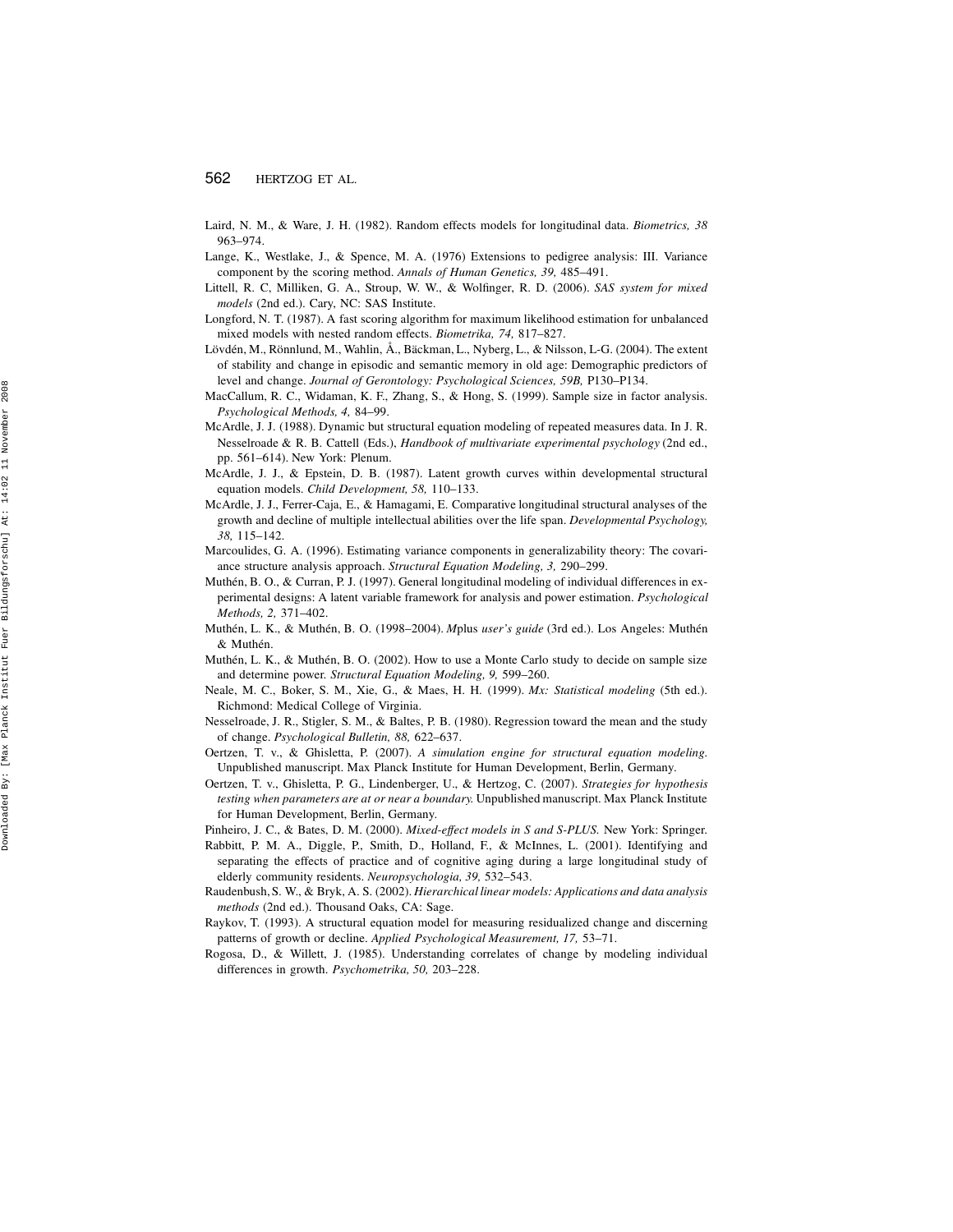Laird, N. M., & Ware, J. H. (1982). Random effects models for longitudinal data. *Biometrics, 38* 963–974.

Lange, K., Westlake, J., & Spence, M. A. (1976) Extensions to pedigree analysis: III. Variance component by the scoring method. *Annals of Human Genetics, 39,* 485–491.

Littell, R. C, Milliken, G. A., Stroup, W. W., & Wolfinger, R. D. (2006). *SAS system for mixed models* (2nd ed.). Cary, NC: SAS Institute.

Longford, N. T. (1987). A fast scoring algorithm for maximum likelihood estimation for unbalanced mixed models with nested random effects. *Biometrika, 74,* 817–827.

Lövdén, M., Rönnlund, M., Wahlin, Å., Bäckman, L., Nyberg, L., & Nilsson, L-G. (2004). The extent of stability and change in episodic and semantic memory in old age: Demographic predictors of level and change. *Journal of Gerontology: Psychological Sciences, 59B,* P130–P134.

MacCallum, R. C., Widaman, K. F., Zhang, S., & Hong, S. (1999). Sample size in factor analysis. *Psychological Methods, 4,* 84–99.

McArdle, J. J. (1988). Dynamic but structural equation modeling of repeated measures data. In J. R. Nesselroade & R. B. Cattell (Eds.), *Handbook of multivariate experimental psychology* (2nd ed., pp. 561–614). New York: Plenum.

McArdle, J. J., & Epstein, D. B. (1987). Latent growth curves within developmental structural equation models. *Child Development, 58,* 110–133.

McArdle, J. J., Ferrer-Caja, E., & Hamagami, E. Comparative longitudinal structural analyses of the growth and decline of multiple intellectual abilities over the life span. *Developmental Psychology, 38,* 115–142.

Marcoulides, G. A. (1996). Estimating variance components in generalizability theory: The covariance structure analysis approach. *Structural Equation Modeling, 3,* 290–299.

Muthén, B. O., & Curran, P. J. (1997). General longitudinal modeling of individual differences in experimental designs: A latent variable framework for analysis and power estimation. *Psychological Methods, 2,* 371–402.

Muthén, L. K., & Muthén, B. O. (1998–2004). *M*plus *user's guide* (3rd ed.). Los Angeles: Muthén & Muthén.

Muthén, L. K., & Muthén, B. O. (2002). How to use a Monte Carlo study to decide on sample size and determine power. *Structural Equation Modeling, 9,* 599–260.

Neale, M. C., Boker, S. M., Xie, G., & Maes, H. H. (1999). *Mx: Statistical modeling* (5th ed.). Richmond: Medical College of Virginia.

Nesselroade, J. R., Stigler, S. M., & Baltes, P. B. (1980). Regression toward the mean and the study of change. *Psychological Bulletin, 88,* 622–637.

Oertzen, T. v., & Ghisletta, P. (2007). *A simulation engine for structural equation modeling.* Unpublished manuscript. Max Planck Institute for Human Development, Berlin, Germany.

Oertzen, T. v., Ghisletta, P. G., Lindenberger, U., & Hertzog, C. (2007). *Strategies for hypothesis testing when parameters are at or near a boundary.* Unpublished manuscript. Max Planck Institute for Human Development, Berlin, Germany.

Pinheiro, J. C., & Bates, D. M. (2000). *Mixed-effect models in S and S-PLUS.* New York: Springer.

Rabbitt, P. M. A., Diggle, P., Smith, D., Holland, F., & McInnes, L. (2001). Identifying and separating the effects of practice and of cognitive aging during a large longitudinal study of elderly community residents. *Neuropsychologia, 39,* 532–543.

Raudenbush, S. W., & Bryk, A. S. (2002). *Hierarchical linear models: Applications and data analysis methods* (2nd ed.). Thousand Oaks, CA: Sage.

Raykov, T. (1993). A structural equation model for measuring residualized change and discerning patterns of growth or decline. *Applied Psychological Measurement, 17,* 53–71.

Rogosa, D., & Willett, J. (1985). Understanding correlates of change by modeling individual differences in growth. *Psychometrika, 50,* 203–228.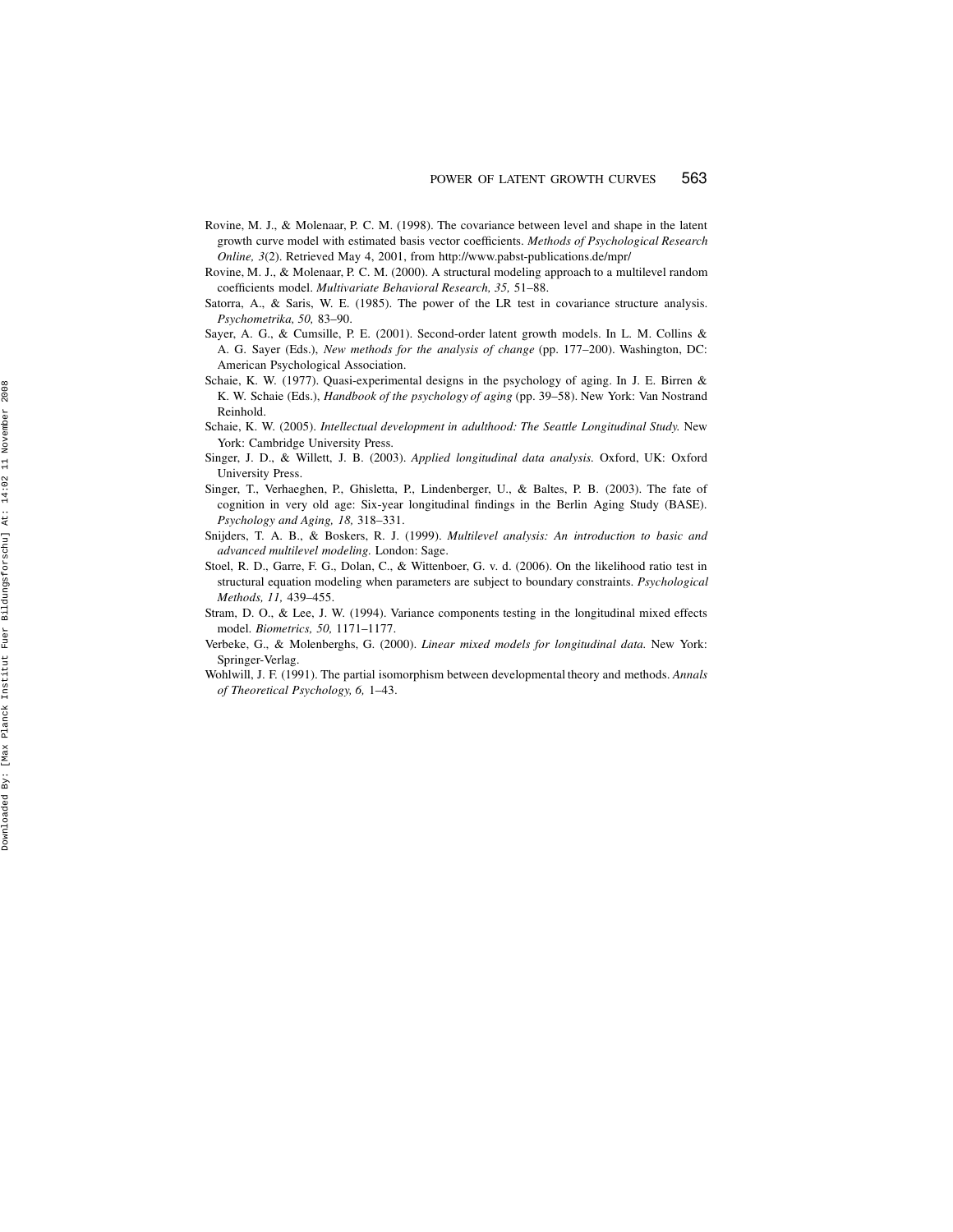Rovine, M. J., & Molenaar, P. C. M. (1998). The covariance between level and shape in the latent growth curve model with estimated basis vector coefficients. *Methods of Psychological Research Online, 3*(2). Retrieved May 4, 2001, from http://www.pabst-publications.de/mpr/

Rovine, M. J., & Molenaar, P. C. M. (2000). A structural modeling approach to a multilevel random coefficients model. *Multivariate Behavioral Research, 35,* 51–88.

Satorra, A., & Saris, W. E. (1985). The power of the LR test in covariance structure analysis. *Psychometrika, 50,* 83–90.

Sayer, A. G., & Cumsille, P. E. (2001). Second-order latent growth models. In L. M. Collins & A. G. Sayer (Eds.), *New methods for the analysis of change* (pp. 177–200). Washington, DC: American Psychological Association.

Schaie, K. W. (1977). Quasi-experimental designs in the psychology of aging. In J. E. Birren & K. W. Schaie (Eds.), *Handbook of the psychology of aging* (pp. 39–58). New York: Van Nostrand Reinhold.

Schaie, K. W. (2005). *Intellectual development in adulthood: The Seattle Longitudinal Study.* New York: Cambridge University Press.

Singer, J. D., & Willett, J. B. (2003). *Applied longitudinal data analysis.* Oxford, UK: Oxford University Press.

Singer, T., Verhaeghen, P., Ghisletta, P., Lindenberger, U., & Baltes, P. B. (2003). The fate of cognition in very old age: Six-year longitudinal findings in the Berlin Aging Study (BASE). *Psychology and Aging, 18,* 318–331.

Snijders, T. A. B., & Boskers, R. J. (1999). *Multilevel analysis: An introduction to basic and advanced multilevel modeling.* London: Sage.

Stoel, R. D., Garre, F. G., Dolan, C., & Wittenboer, G. v. d. (2006). On the likelihood ratio test in structural equation modeling when parameters are subject to boundary constraints. *Psychological Methods, 11,* 439–455.

Stram, D. O., & Lee, J. W. (1994). Variance components testing in the longitudinal mixed effects model. *Biometrics, 50,* 1171–1177.

Verbeke, G., & Molenberghs, G. (2000). *Linear mixed models for longitudinal data.* New York: Springer-Verlag.

Wohlwill, J. F. (1991). The partial isomorphism between developmental theory and methods. *Annals of Theoretical Psychology, 6,* 1–43.